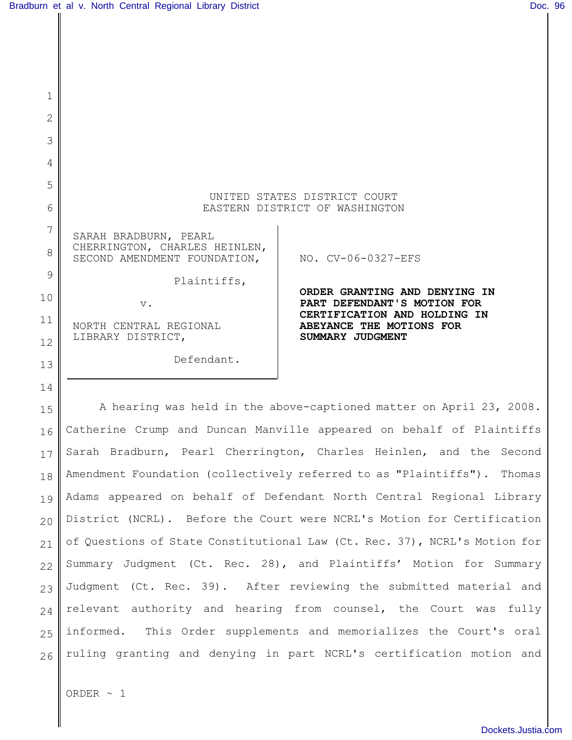UNITED STATES DISTRICT COURT
EASTERN DISTRICT OF WASHINGTON

| | |
|---|---|
| SARAH BRADBURN, PEARL CHERRINGTON, CHARLES HEINLEN, SECOND AMENDMENT FOUNDATION,<br><br>Plaintiffs,<br><br>v.<br><br>NORTH CENTRAL REGIONAL LIBRARY DISTRICT,<br><br>Defendant. | NO. CV-06-0327-EFS<br><br>**ORDER GRANTING AND DENYING IN PART DEFENDANT'S MOTION FOR CERTIFICATION AND HOLDING IN ABEYANCE THE MOTIONS FOR SUMMARY JUDGMENT** |

A hearing was held in the above-captioned matter on April 23, 2008. Catherine Crump and Duncan Manville appeared on behalf of Plaintiffs Sarah Bradburn, Pearl Cherrington, Charles Heinlen, and the Second Amendment Foundation (collectively referred to as "Plaintiffs"). Thomas Adams appeared on behalf of Defendant North Central Regional Library District (NCRL). Before the Court were NCRL's Motion for Certification of Questions of State Constitutional Law (Ct. Rec. 37), NCRL's Motion for Summary Judgment (Ct. Rec. 28), and Plaintiffs' Motion for Summary Judgment (Ct. Rec. 39). After reviewing the submitted material and relevant authority and hearing from counsel, the Court was fully informed. This Order supplements and memorializes the Court's oral ruling granting and denying in part NCRL's certification motion and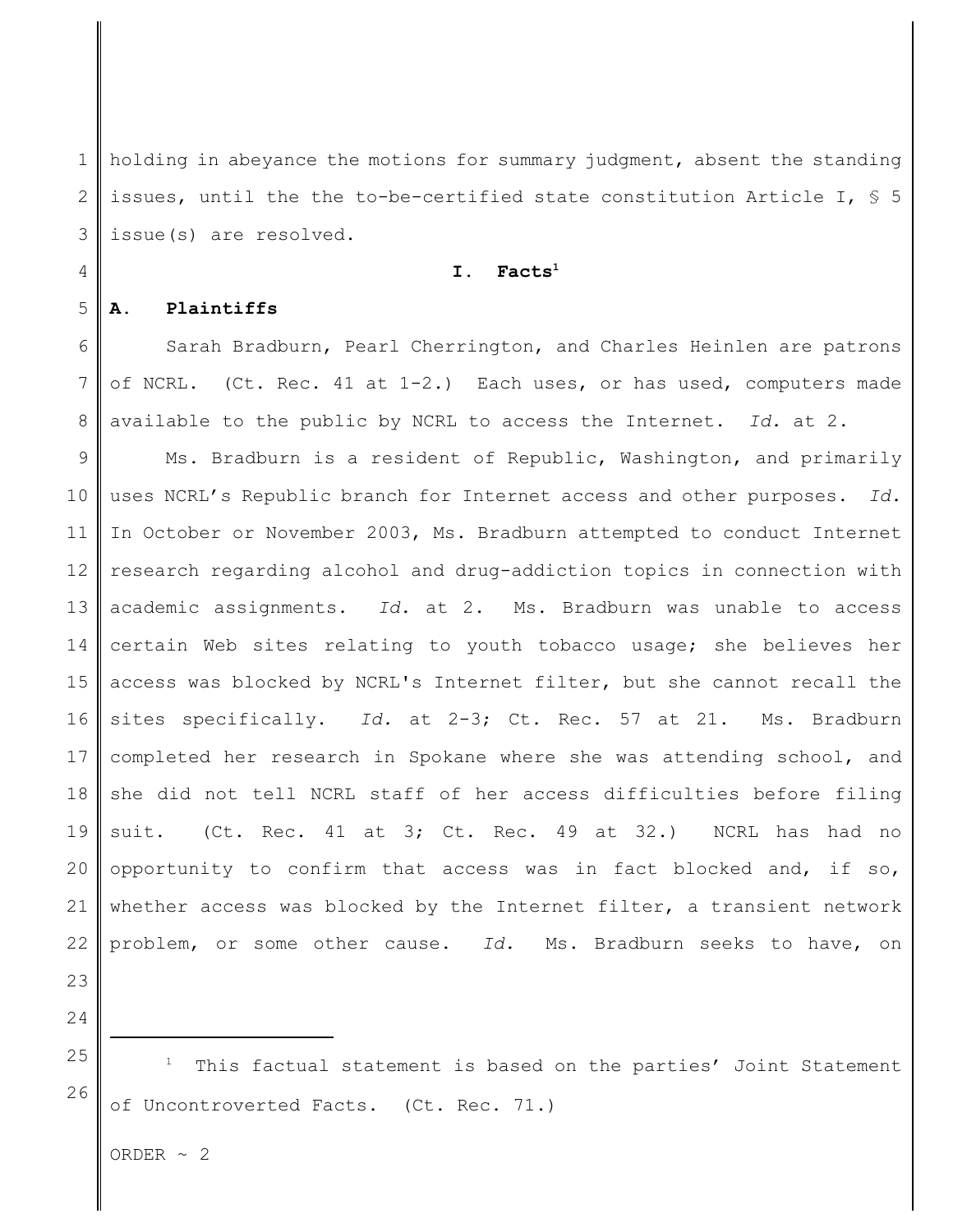holding in abeyance the motions for summary judgment, absent the standing issues, until the the to-be-certified state constitution Article I, § 5 issue(s) are resolved.

## I. Facts[1]

### A. Plaintiffs

Sarah Bradburn, Pearl Cherrington, and Charles Heinlen are patrons of NCRL. (Ct. Rec. 41 at 1-2.) Each uses, or has used, computers made available to the public by NCRL to access the Internet. *Id.* at 2.

Ms. Bradburn is a resident of Republic, Washington, and primarily uses NCRL's Republic branch for Internet access and other purposes. *Id.* In October or November 2003, Ms. Bradburn attempted to conduct Internet research regarding alcohol and drug-addiction topics in connection with academic assignments. *Id.* at 2. Ms. Bradburn was unable to access certain Web sites relating to youth tobacco usage; she believes her access was blocked by NCRL's Internet filter, but she cannot recall the sites specifically. *Id.* at 2-3; Ct. Rec. 57 at 21. Ms. Bradburn completed her research in Spokane where she was attending school, and she did not tell NCRL staff of her access difficulties before filing suit. (Ct. Rec. 41 at 3; Ct. Rec. 49 at 32.) NCRL has had no opportunity to confirm that access was in fact blocked and, if so, whether access was blocked by the Internet filter, a transient network problem, or some other cause. *Id.* Ms. Bradburn seeks to have, on

---

[1] This factual statement is based on the parties' Joint Statement of Uncontroverted Facts. (Ct. Rec. 71.)

ORDER ~ 2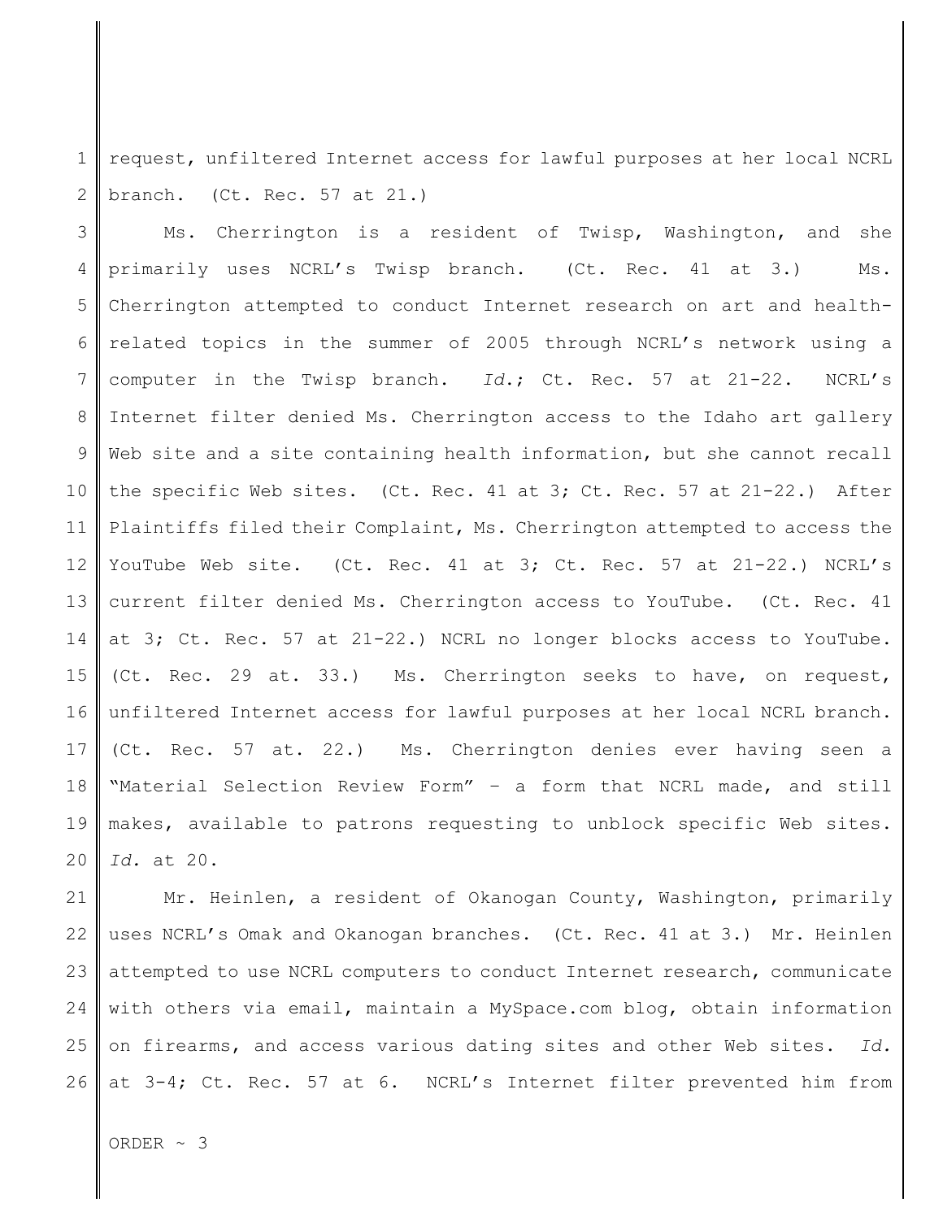request, unfiltered Internet access for lawful purposes at her local NCRL branch. (Ct. Rec. 57 at 21.)

Ms. Cherrington is a resident of Twisp, Washington, and she primarily uses NCRL's Twisp branch. (Ct. Rec. 41 at 3.) Ms. Cherrington attempted to conduct Internet research on art and health-related topics in the summer of 2005 through NCRL's network using a computer in the Twisp branch. *Id.*; Ct. Rec. 57 at 21-22. NCRL's Internet filter denied Ms. Cherrington access to the Idaho art gallery Web site and a site containing health information, but she cannot recall the specific Web sites. (Ct. Rec. 41 at 3; Ct. Rec. 57 at 21-22.) After Plaintiffs filed their Complaint, Ms. Cherrington attempted to access the YouTube Web site. (Ct. Rec. 41 at 3; Ct. Rec. 57 at 21-22.) NCRL's current filter denied Ms. Cherrington access to YouTube. (Ct. Rec. 41 at 3; Ct. Rec. 57 at 21-22.) NCRL no longer blocks access to YouTube. (Ct. Rec. 29 at. 33.) Ms. Cherrington seeks to have, on request, unfiltered Internet access for lawful purposes at her local NCRL branch. (Ct. Rec. 57 at. 22.) Ms. Cherrington denies ever having seen a "Material Selection Review Form" – a form that NCRL made, and still makes, available to patrons requesting to unblock specific Web sites. *Id.* at 20.

Mr. Heinlen, a resident of Okanogan County, Washington, primarily uses NCRL's Omak and Okanogan branches. (Ct. Rec. 41 at 3.) Mr. Heinlen attempted to use NCRL computers to conduct Internet research, communicate with others via email, maintain a MySpace.com blog, obtain information on firearms, and access various dating sites and other Web sites. *Id.* at 3-4; Ct. Rec. 57 at 6. NCRL's Internet filter prevented him from

ORDER ~ 3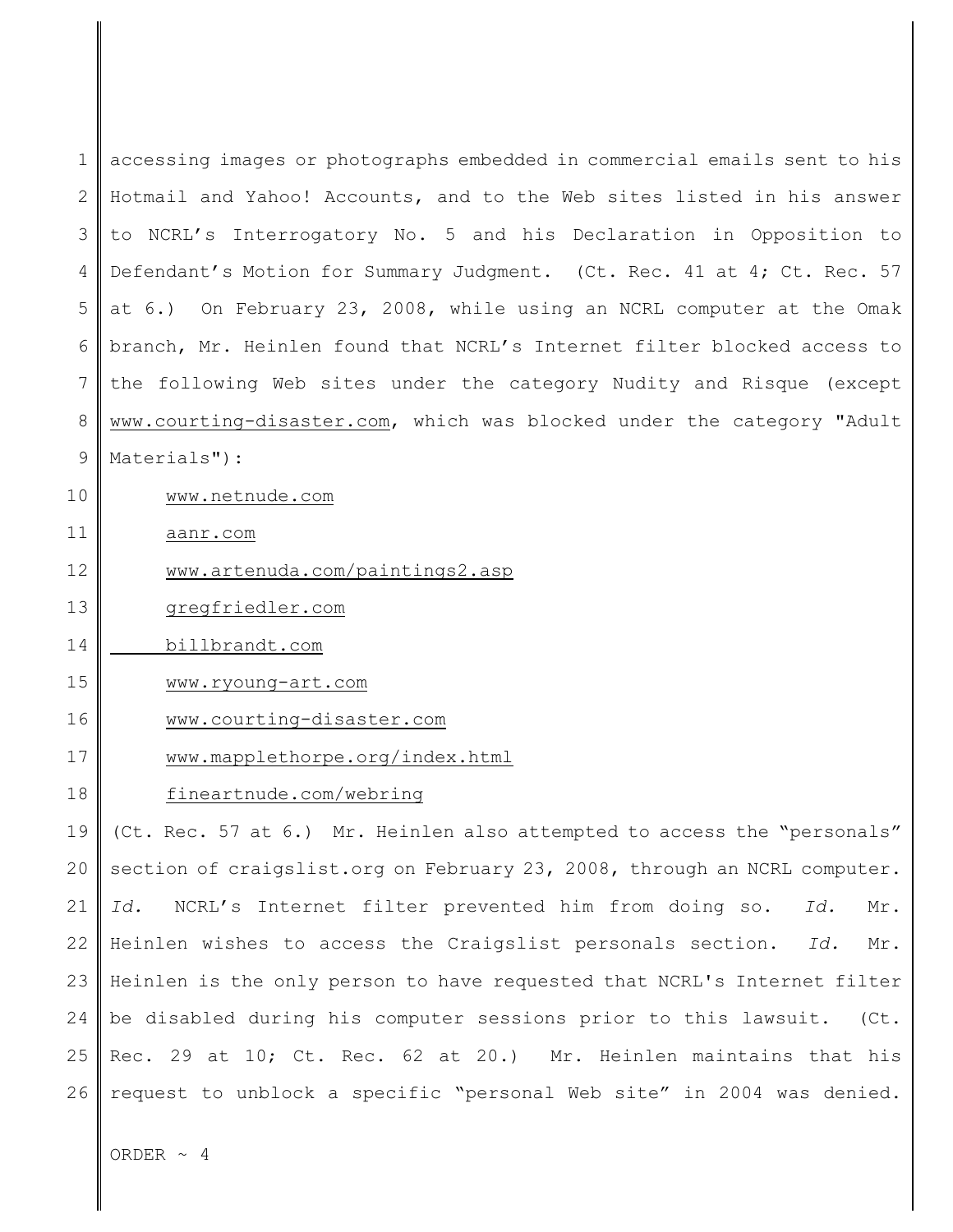accessing images or photographs embedded in commercial emails sent to his Hotmail and Yahoo! Accounts, and to the Web sites listed in his answer to NCRL's Interrogatory No. 5 and his Declaration in Opposition to Defendant's Motion for Summary Judgment. (Ct. Rec. 41 at 4; Ct. Rec. 57 at 6.) On February 23, 2008, while using an NCRL computer at the Omak branch, Mr. Heinlen found that NCRL's Internet filter blocked access to the following Web sites under the category Nudity and Risque (except www.courting-disaster.com, which was blocked under the category "Adult Materials"):

www.netnude.com

aanr.com

www.artenuda.com/paintings2.asp

gregfriedler.com

billbrandt.com

www.ryoung-art.com

www.courting-disaster.com

www.mapplethorpe.org/index.html

fineartnude.com/webring

(Ct. Rec. 57 at 6.) Mr. Heinlen also attempted to access the "personals" section of craigslist.org on February 23, 2008, through an NCRL computer. *Id.* NCRL's Internet filter prevented him from doing so. *Id.* Mr. Heinlen wishes to access the Craigslist personals section. *Id.* Mr. Heinlen is the only person to have requested that NCRL's Internet filter be disabled during his computer sessions prior to this lawsuit. (Ct. Rec. 29 at 10; Ct. Rec. 62 at 20.) Mr. Heinlen maintains that his request to unblock a specific "personal Web site" in 2004 was denied.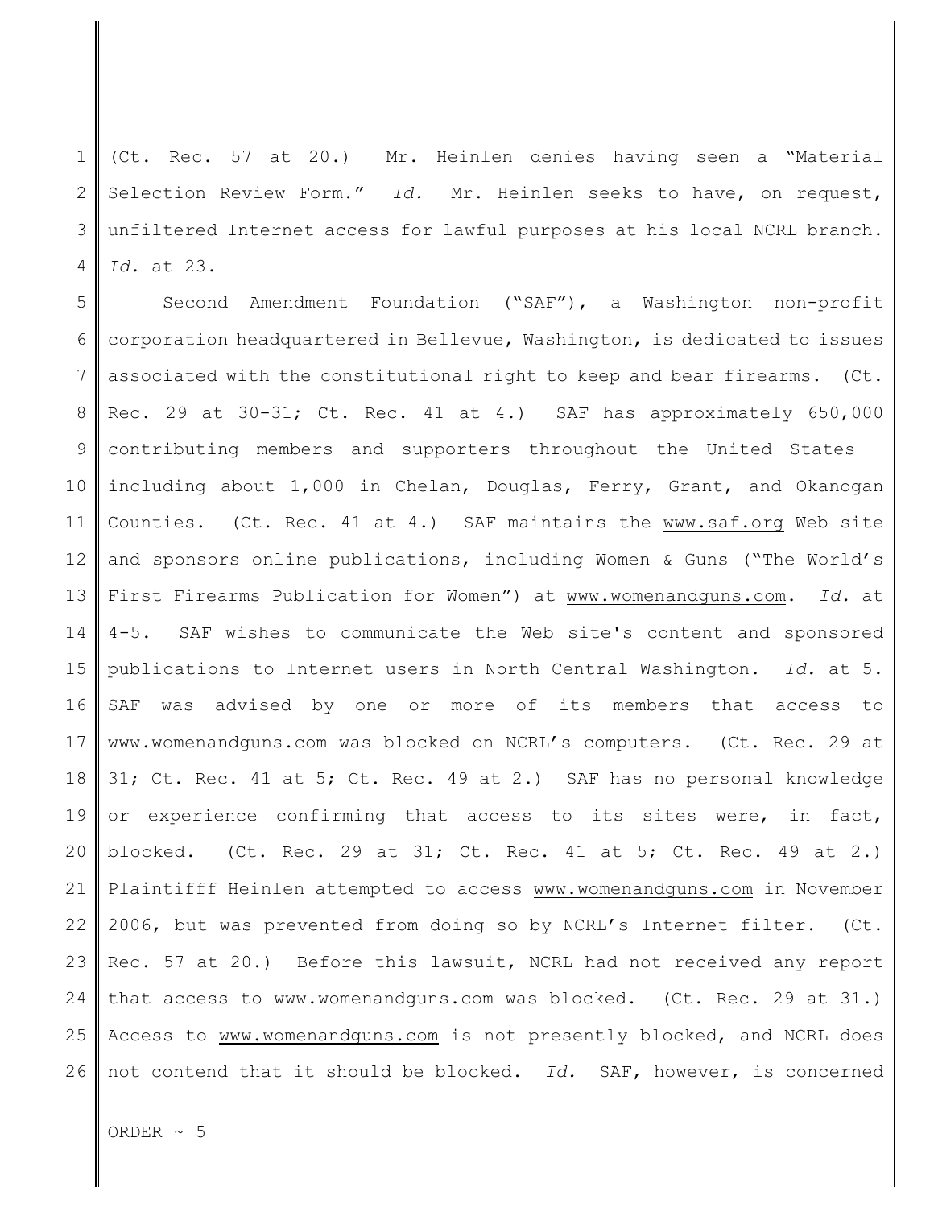(Ct. Rec. 57 at 20.) Mr. Heinlen denies having seen a "Material Selection Review Form." *Id.* Mr. Heinlen seeks to have, on request, unfiltered Internet access for lawful purposes at his local NCRL branch. *Id.* at 23.

Second Amendment Foundation ("SAF"), a Washington non-profit corporation headquartered in Bellevue, Washington, is dedicated to issues associated with the constitutional right to keep and bear firearms. (Ct. Rec. 29 at 30-31; Ct. Rec. 41 at 4.) SAF has approximately 650,000 contributing members and supporters throughout the United States – including about 1,000 in Chelan, Douglas, Ferry, Grant, and Okanogan Counties. (Ct. Rec. 41 at 4.) SAF maintains the www.saf.org Web site and sponsors online publications, including Women & Guns ("The World's First Firearms Publication for Women") at www.womenandguns.com. *Id.* at 4-5. SAF wishes to communicate the Web site's content and sponsored publications to Internet users in North Central Washington. *Id.* at 5. SAF was advised by one or more of its members that access to www.womenandguns.com was blocked on NCRL's computers. (Ct. Rec. 29 at 31; Ct. Rec. 41 at 5; Ct. Rec. 49 at 2.) SAF has no personal knowledge or experience confirming that access to its sites were, in fact, blocked. (Ct. Rec. 29 at 31; Ct. Rec. 41 at 5; Ct. Rec. 49 at 2.) Plaintifff Heinlen attempted to access www.womenandguns.com in November 2006, but was prevented from doing so by NCRL's Internet filter. (Ct. Rec. 57 at 20.) Before this lawsuit, NCRL had not received any report that access to www.womenandguns.com was blocked. (Ct. Rec. 29 at 31.) Access to www.womenandguns.com is not presently blocked, and NCRL does not contend that it should be blocked. *Id.* SAF, however, is concerned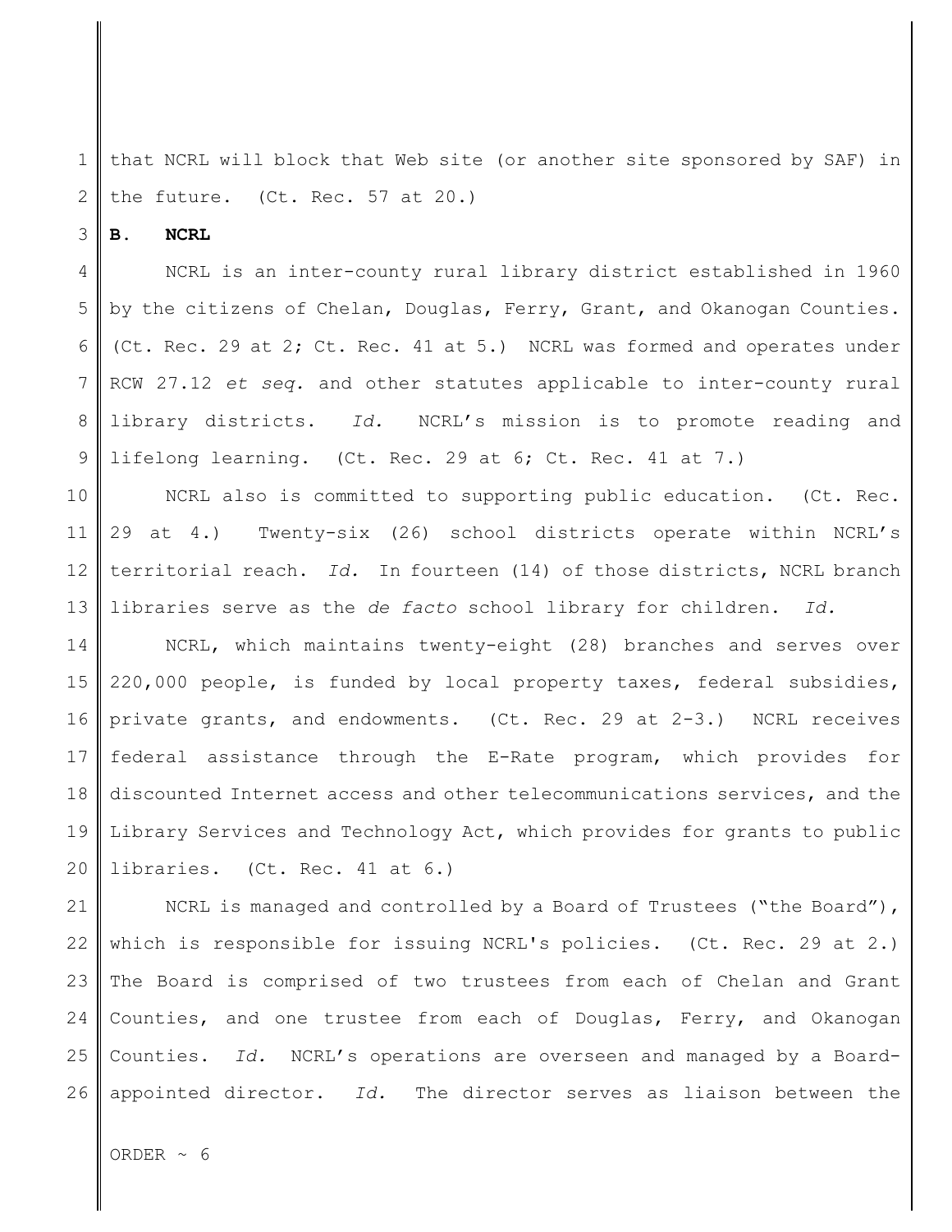that NCRL will block that Web site (or another site sponsored by SAF) in the future. (Ct. Rec. 57 at 20.)

**B. NCRL**

NCRL is an inter-county rural library district established in 1960 by the citizens of Chelan, Douglas, Ferry, Grant, and Okanogan Counties. (Ct. Rec. 29 at 2; Ct. Rec. 41 at 5.) NCRL was formed and operates under RCW 27.12 *et seq.* and other statutes applicable to inter-county rural library districts. *Id.* NCRL's mission is to promote reading and lifelong learning. (Ct. Rec. 29 at 6; Ct. Rec. 41 at 7.)

NCRL also is committed to supporting public education. (Ct. Rec. 29 at 4.) Twenty-six (26) school districts operate within NCRL's territorial reach. *Id.* In fourteen (14) of those districts, NCRL branch libraries serve as the *de facto* school library for children. *Id.*

NCRL, which maintains twenty-eight (28) branches and serves over 220,000 people, is funded by local property taxes, federal subsidies, private grants, and endowments. (Ct. Rec. 29 at 2-3.) NCRL receives federal assistance through the E-Rate program, which provides for discounted Internet access and other telecommunications services, and the Library Services and Technology Act, which provides for grants to public libraries. (Ct. Rec. 41 at 6.)

NCRL is managed and controlled by a Board of Trustees ("the Board"), which is responsible for issuing NCRL's policies. (Ct. Rec. 29 at 2.) The Board is comprised of two trustees from each of Chelan and Grant Counties, and one trustee from each of Douglas, Ferry, and Okanogan Counties. *Id.* NCRL's operations are overseen and managed by a Board-appointed director. *Id.* The director serves as liaison between the

ORDER ~ 6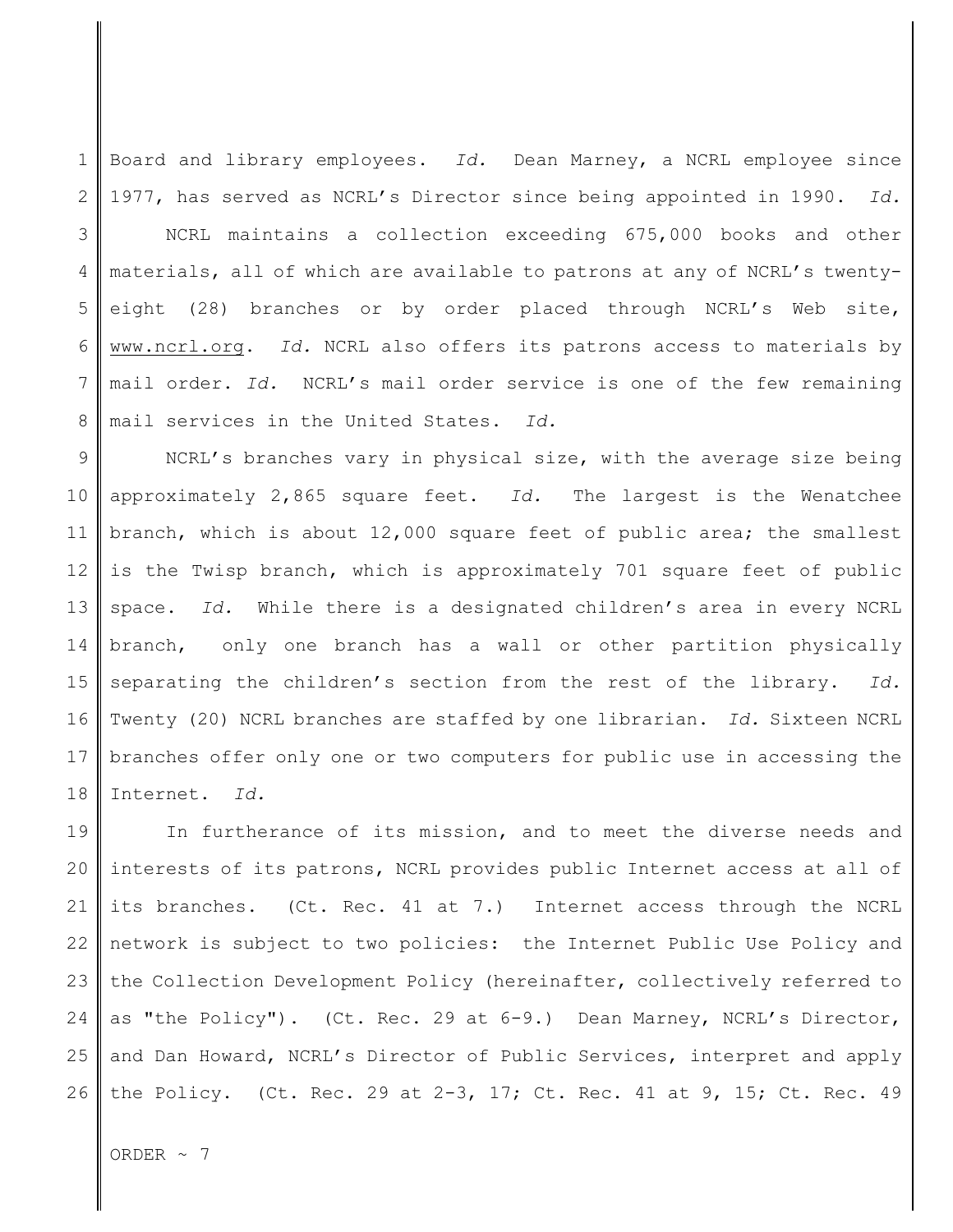Board and library employees. *Id.* Dean Marney, a NCRL employee since 1977, has served as NCRL's Director since being appointed in 1990. *Id.*

NCRL maintains a collection exceeding 675,000 books and other materials, all of which are available to patrons at any of NCRL's twenty-eight (28) branches or by order placed through NCRL's Web site, www.ncrl.org. *Id.* NCRL also offers its patrons access to materials by mail order. *Id.* NCRL's mail order service is one of the few remaining mail services in the United States. *Id.*

NCRL's branches vary in physical size, with the average size being approximately 2,865 square feet. *Id.* The largest is the Wenatchee branch, which is about 12,000 square feet of public area; the smallest is the Twisp branch, which is approximately 701 square feet of public space. *Id.* While there is a designated children's area in every NCRL branch, only one branch has a wall or other partition physically separating the children's section from the rest of the library. *Id.* Twenty (20) NCRL branches are staffed by one librarian. *Id.* Sixteen NCRL branches offer only one or two computers for public use in accessing the Internet. *Id.*

In furtherance of its mission, and to meet the diverse needs and interests of its patrons, NCRL provides public Internet access at all of its branches. (Ct. Rec. 41 at 7.) Internet access through the NCRL network is subject to two policies: the Internet Public Use Policy and the Collection Development Policy (hereinafter, collectively referred to as "the Policy"). (Ct. Rec. 29 at 6-9.) Dean Marney, NCRL's Director, and Dan Howard, NCRL's Director of Public Services, interpret and apply the Policy. (Ct. Rec. 29 at 2-3, 17; Ct. Rec. 41 at 9, 15; Ct. Rec. 49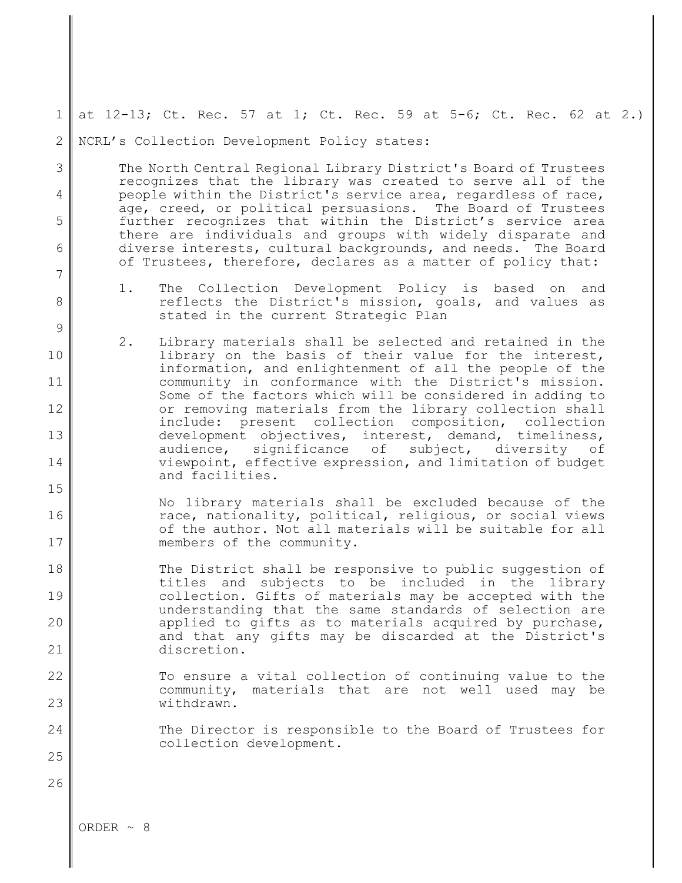at 12-13; Ct. Rec. 57 at 1; Ct. Rec. 59 at 5-6; Ct. Rec. 62 at 2.)

NCRL's Collection Development Policy states:

> The North Central Regional Library District's Board of Trustees recognizes that the library was created to serve all of the people within the District's service area, regardless of race, age, creed, or political persuasions. The Board of Trustees further recognizes that within the District's service area there are individuals and groups with widely disparate and diverse interests, cultural backgrounds, and needs. The Board of Trustees, therefore, declares as a matter of policy that:
>
> 1. The Collection Development Policy is based on and reflects the District's mission, goals, and values as stated in the current Strategic Plan
>
> 2. Library materials shall be selected and retained in the library on the basis of their value for the interest, information, and enlightenment of all the people of the community in conformance with the District's mission. Some of the factors which will be considered in adding to or removing materials from the library collection shall include: present collection composition, collection development objectives, interest, demand, timeliness, audience, significance of subject, diversity of viewpoint, effective expression, and limitation of budget and facilities.
>
>    No library materials shall be excluded because of the race, nationality, political, religious, or social views of the author. Not all materials will be suitable for all members of the community.
>
>    The District shall be responsive to public suggestion of titles and subjects to be included in the library collection. Gifts of materials may be accepted with the understanding that the same standards of selection are applied to gifts as to materials acquired by purchase, and that any gifts may be discarded at the District's discretion.
>
>    To ensure a vital collection of continuing value to the community, materials that are not well used may be withdrawn.
>
>    The Director is responsible to the Board of Trustees for collection development.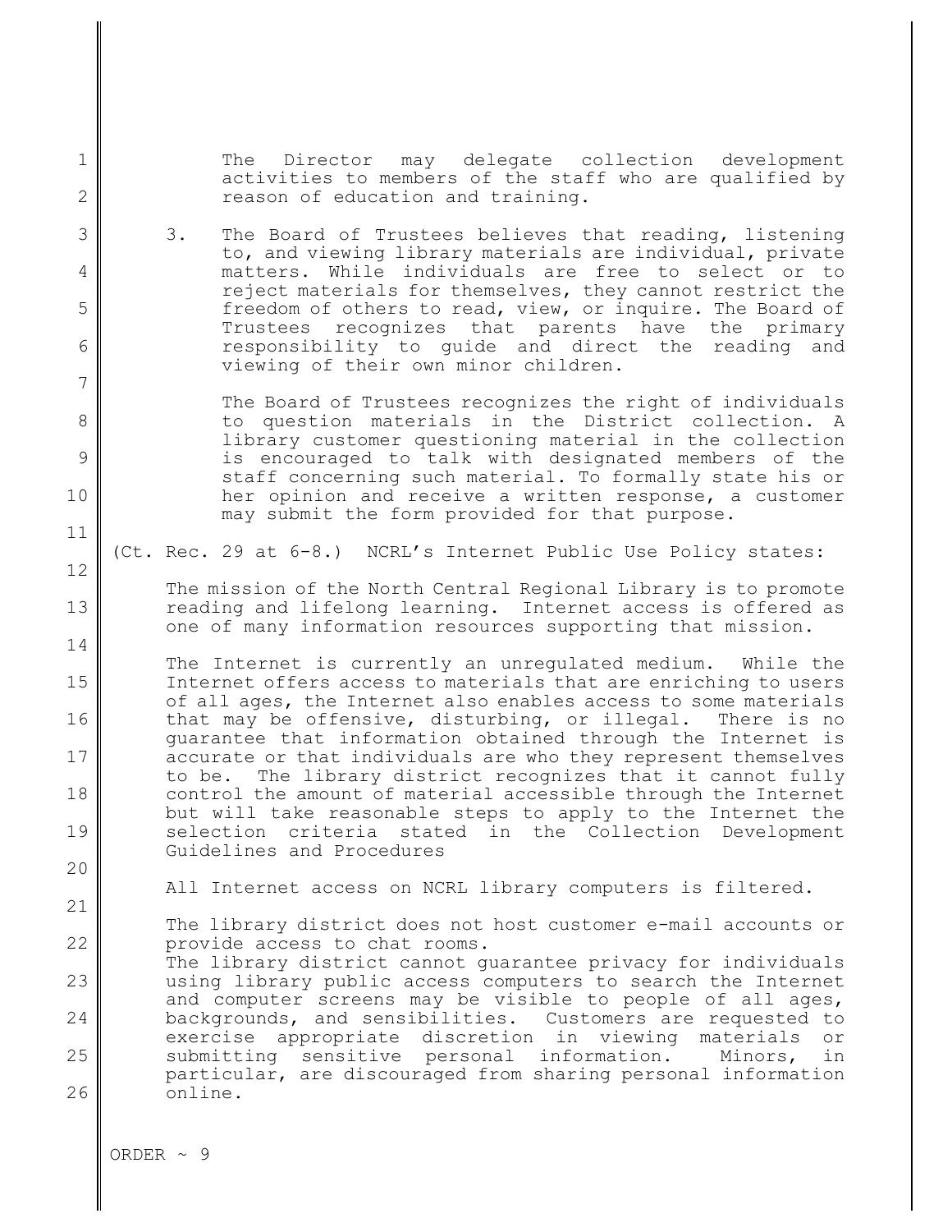The Director may delegate collection development activities to members of the staff who are qualified by reason of education and training.

3. The Board of Trustees believes that reading, listening to, and viewing library materials are individual, private matters. While individuals are free to select or to reject materials for themselves, they cannot restrict the freedom of others to read, view, or inquire. The Board of Trustees recognizes that parents have the primary responsibility to guide and direct the reading and viewing of their own minor children.

   The Board of Trustees recognizes the right of individuals to question materials in the District collection. A library customer questioning material in the collection is encouraged to talk with designated members of the staff concerning such material. To formally state his or her opinion and receive a written response, a customer may submit the form provided for that purpose.

(Ct. Rec. 29 at 6-8.) NCRL's Internet Public Use Policy states:

> The mission of the North Central Regional Library is to promote reading and lifelong learning. Internet access is offered as one of many information resources supporting that mission.
>
> The Internet is currently an unregulated medium. While the Internet offers access to materials that are enriching to users of all ages, the Internet also enables access to some materials that may be offensive, disturbing, or illegal. There is no guarantee that information obtained through the Internet is accurate or that individuals are who they represent themselves to be. The library district recognizes that it cannot fully control the amount of material accessible through the Internet but will take reasonable steps to apply to the Internet the selection criteria stated in the Collection Development Guidelines and Procedures
>
> All Internet access on NCRL library computers is filtered.
>
> The library district does not host customer e-mail accounts or provide access to chat rooms.
> The library district cannot guarantee privacy for individuals using library public access computers to search the Internet and computer screens may be visible to people of all ages, backgrounds, and sensibilities. Customers are requested to exercise appropriate discretion in viewing materials or submitting sensitive personal information. Minors, in particular, are discouraged from sharing personal information online.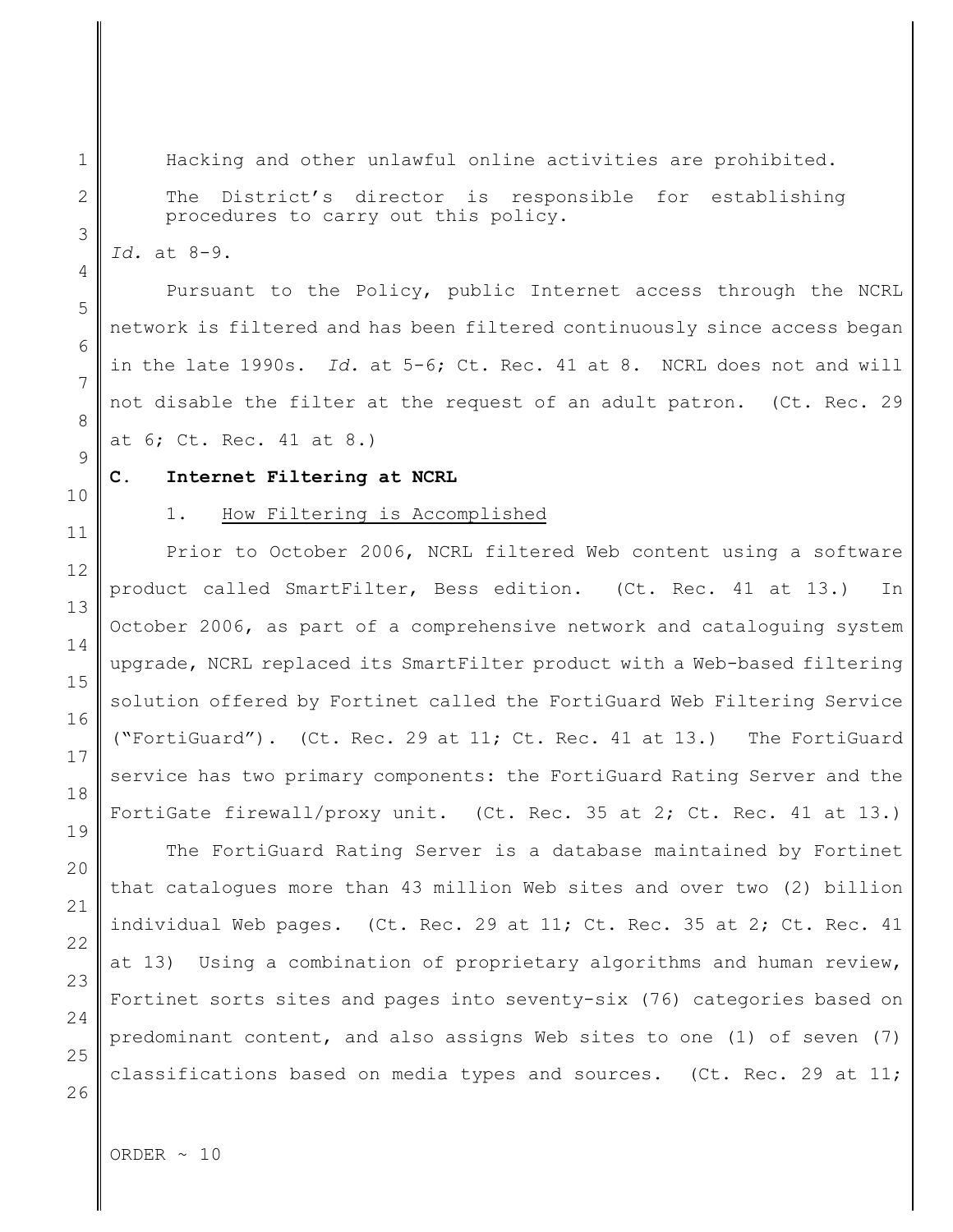> Hacking and other unlawful online activities are prohibited.
>
> The District's director is responsible for establishing procedures to carry out this policy.

*Id.* at 8-9.

Pursuant to the Policy, public Internet access through the NCRL network is filtered and has been filtered continuously since access began in the late 1990s. *Id.* at 5-6; Ct. Rec. 41 at 8. NCRL does not and will not disable the filter at the request of an adult patron. (Ct. Rec. 29 at 6; Ct. Rec. 41 at 8.)

### C. Internet Filtering at NCRL

#### 1. How Filtering is Accomplished

Prior to October 2006, NCRL filtered Web content using a software product called SmartFilter, Bess edition. (Ct. Rec. 41 at 13.) In October 2006, as part of a comprehensive network and cataloguing system upgrade, NCRL replaced its SmartFilter product with a Web-based filtering solution offered by Fortinet called the FortiGuard Web Filtering Service ("FortiGuard"). (Ct. Rec. 29 at 11; Ct. Rec. 41 at 13.) The FortiGuard service has two primary components: the FortiGuard Rating Server and the FortiGate firewall/proxy unit. (Ct. Rec. 35 at 2; Ct. Rec. 41 at 13.)

The FortiGuard Rating Server is a database maintained by Fortinet that catalogues more than 43 million Web sites and over two (2) billion individual Web pages. (Ct. Rec. 29 at 11; Ct. Rec. 35 at 2; Ct. Rec. 41 at 13) Using a combination of proprietary algorithms and human review, Fortinet sorts sites and pages into seventy-six (76) categories based on predominant content, and also assigns Web sites to one (1) of seven (7) classifications based on media types and sources. (Ct. Rec. 29 at 11;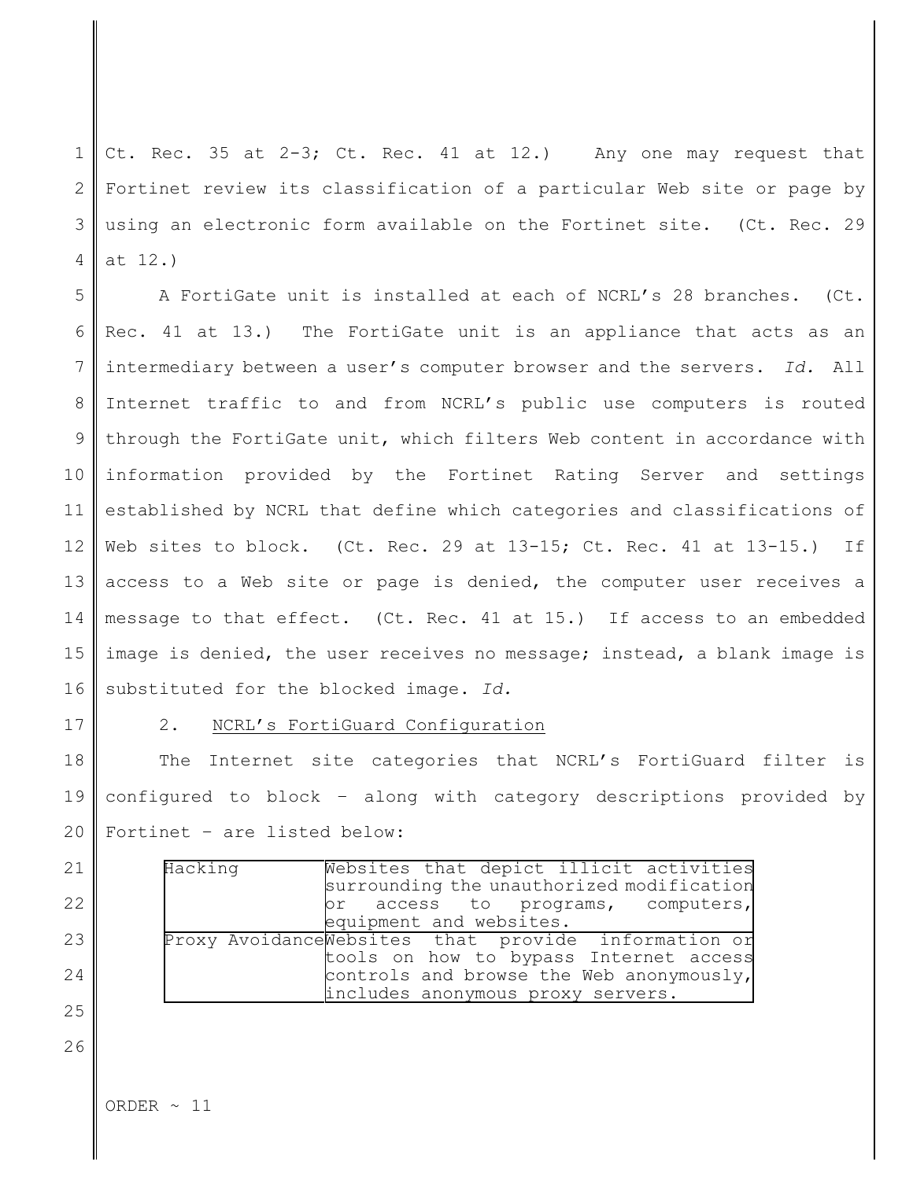Ct. Rec. 35 at 2-3; Ct. Rec. 41 at 12.) Any one may request that Fortinet review its classification of a particular Web site or page by using an electronic form available on the Fortinet site. (Ct. Rec. 29 at 12.)

A FortiGate unit is installed at each of NCRL's 28 branches. (Ct. Rec. 41 at 13.) The FortiGate unit is an appliance that acts as an intermediary between a user's computer browser and the servers. *Id.* All Internet traffic to and from NCRL's public use computers is routed through the FortiGate unit, which filters Web content in accordance with information provided by the Fortinet Rating Server and settings established by NCRL that define which categories and classifications of Web sites to block. (Ct. Rec. 29 at 13-15; Ct. Rec. 41 at 13-15.) If access to a Web site or page is denied, the computer user receives a message to that effect. (Ct. Rec. 41 at 15.) If access to an embedded image is denied, the user receives no message; instead, a blank image is substituted for the blocked image. *Id.*

2. NCRL's FortiGuard Configuration

The Internet site categories that NCRL's FortiGuard filter is configured to block – along with category descriptions provided by Fortinet – are listed below:

| | |
|---|---|
| Hacking | Websites that depict illicit activities surrounding the unauthorized modification or access to programs, computers, equipment and websites. |
| Proxy Avoidance | Websites that provide information or tools on how to bypass Internet access controls and browse the Web anonymously, includes anonymous proxy servers. |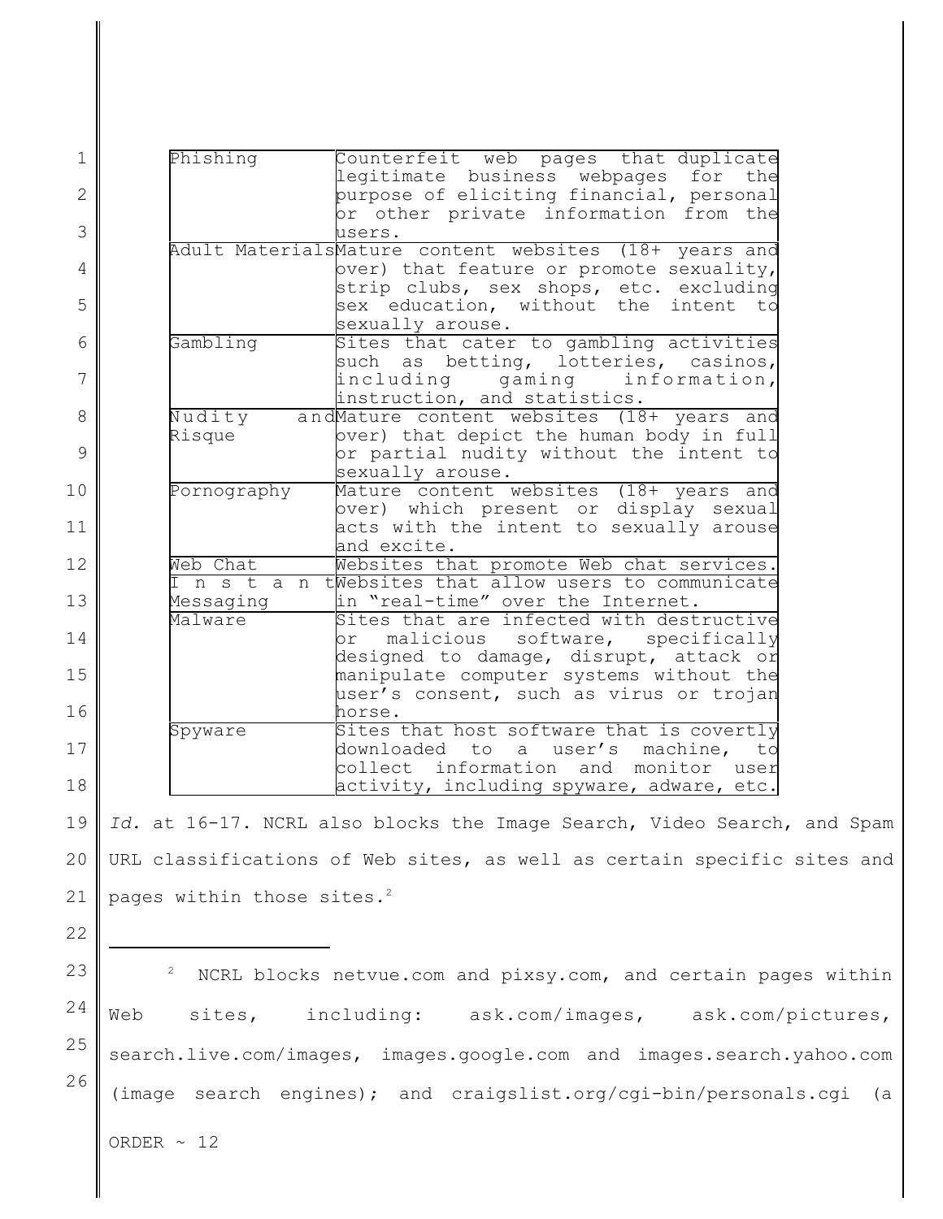| | |
|---|---|
| Phishing | Counterfeit web pages that duplicate legitimate business webpages for the purpose of eliciting financial, personal or other private information from the users. |
| Adult Materials | Mature content websites (18+ years and over) that feature or promote sexuality, strip clubs, sex shops, etc. excluding sex education, without the intent to sexually arouse. |
| Gambling | Sites that cater to gambling activities such as betting, lotteries, casinos, including gaming information, instruction, and statistics. |
| Nudity and Risque | Mature content websites (18+ years and over) that depict the human body in full or partial nudity without the intent to sexually arouse. |
| Pornography | Mature content websites (18+ years and over) which present or display sexual acts with the intent to sexually arouse and excite. |
| Web Chat | Websites that promote Web chat services. |
| Instant Messaging | Websites that allow users to communicate in "real-time" over the Internet. |
| Malware | Sites that are infected with destructive or malicious software, specifically designed to damage, disrupt, attack or manipulate computer systems without the user's consent, such as virus or trojan horse. |
| Spyware | Sites that host software that is covertly downloaded to a user's machine, to collect information and monitor user activity, including spyware, adware, etc. |

*Id.* at 16-17. NCRL also blocks the Image Search, Video Search, and Spam URL classifications of Web sites, as well as certain specific sites and pages within those sites.[2]

---

[2] NCRL blocks netvue.com and pixsy.com, and certain pages within Web sites, including: ask.com/images, ask.com/pictures, search.live.com/images, images.google.com and images.search.yahoo.com (image search engines); and craigslist.org/cgi-bin/personals.cgi (a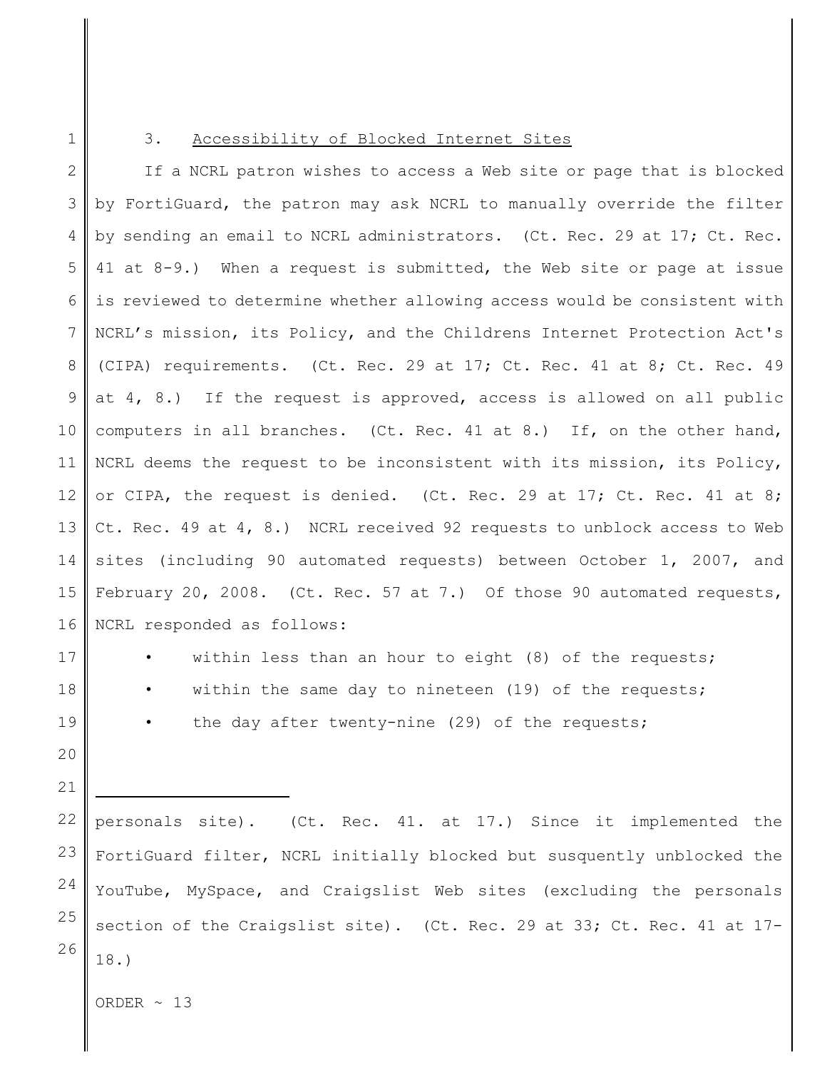3. Accessibility of Blocked Internet Sites

If a NCRL patron wishes to access a Web site or page that is blocked by FortiGuard, the patron may ask NCRL to manually override the filter by sending an email to NCRL administrators. (Ct. Rec. 29 at 17; Ct. Rec. 41 at 8-9.) When a request is submitted, the Web site or page at issue is reviewed to determine whether allowing access would be consistent with NCRL's mission, its Policy, and the Childrens Internet Protection Act's (CIPA) requirements. (Ct. Rec. 29 at 17; Ct. Rec. 41 at 8; Ct. Rec. 49 at 4, 8.) If the request is approved, access is allowed on all public computers in all branches. (Ct. Rec. 41 at 8.) If, on the other hand, NCRL deems the request to be inconsistent with its mission, its Policy, or CIPA, the request is denied. (Ct. Rec. 29 at 17; Ct. Rec. 41 at 8; Ct. Rec. 49 at 4, 8.) NCRL received 92 requests to unblock access to Web sites (including 90 automated requests) between October 1, 2007, and February 20, 2008. (Ct. Rec. 57 at 7.) Of those 90 automated requests, NCRL responded as follows:

- within less than an hour to eight (8) of the requests;
- within the same day to nineteen (19) of the requests;
- the day after twenty-nine (29) of the requests;

---

personals site). (Ct. Rec. 41. at 17.) Since it implemented the FortiGuard filter, NCRL initially blocked but susquently unblocked the YouTube, MySpace, and Craigslist Web sites (excluding the personals section of the Craigslist site). (Ct. Rec. 29 at 33; Ct. Rec. 41 at 17-18.)

ORDER ~ 13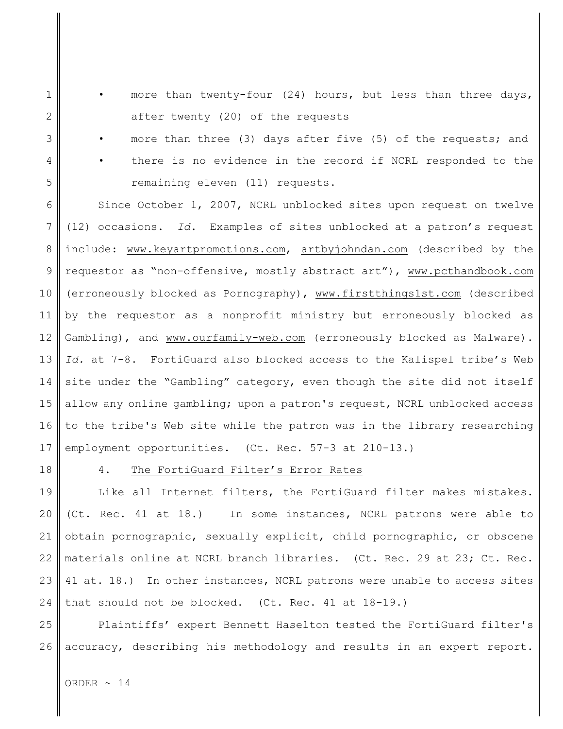- more than twenty-four (24) hours, but less than three days, after twenty (20) of the requests
- more than three (3) days after five (5) of the requests; and
- there is no evidence in the record if NCRL responded to the remaining eleven (11) requests.

Since October 1, 2007, NCRL unblocked sites upon request on twelve (12) occasions. *Id.* Examples of sites unblocked at a patron's request include: www.keyartpromotions.com, artbyjohndan.com (described by the requestor as "non-offensive, mostly abstract art"), www.pcthandbook.com (erroneously blocked as Pornography), www.firstthings1st.com (described by the requestor as a nonprofit ministry but erroneously blocked as Gambling), and www.ourfamily-web.com (erroneously blocked as Malware). *Id.* at 7-8. FortiGuard also blocked access to the Kalispel tribe's Web site under the "Gambling" category, even though the site did not itself allow any online gambling; upon a patron's request, NCRL unblocked access to the tribe's Web site while the patron was in the library researching employment opportunities. (Ct. Rec. 57-3 at 210-13.)

4. <u>The FortiGuard Filter's Error Rates</u>

Like all Internet filters, the FortiGuard filter makes mistakes. (Ct. Rec. 41 at 18.) In some instances, NCRL patrons were able to obtain pornographic, sexually explicit, child pornographic, or obscene materials online at NCRL branch libraries. (Ct. Rec. 29 at 23; Ct. Rec. 41 at. 18.) In other instances, NCRL patrons were unable to access sites that should not be blocked. (Ct. Rec. 41 at 18-19.)

Plaintiffs' expert Bennett Haselton tested the FortiGuard filter's accuracy, describing his methodology and results in an expert report.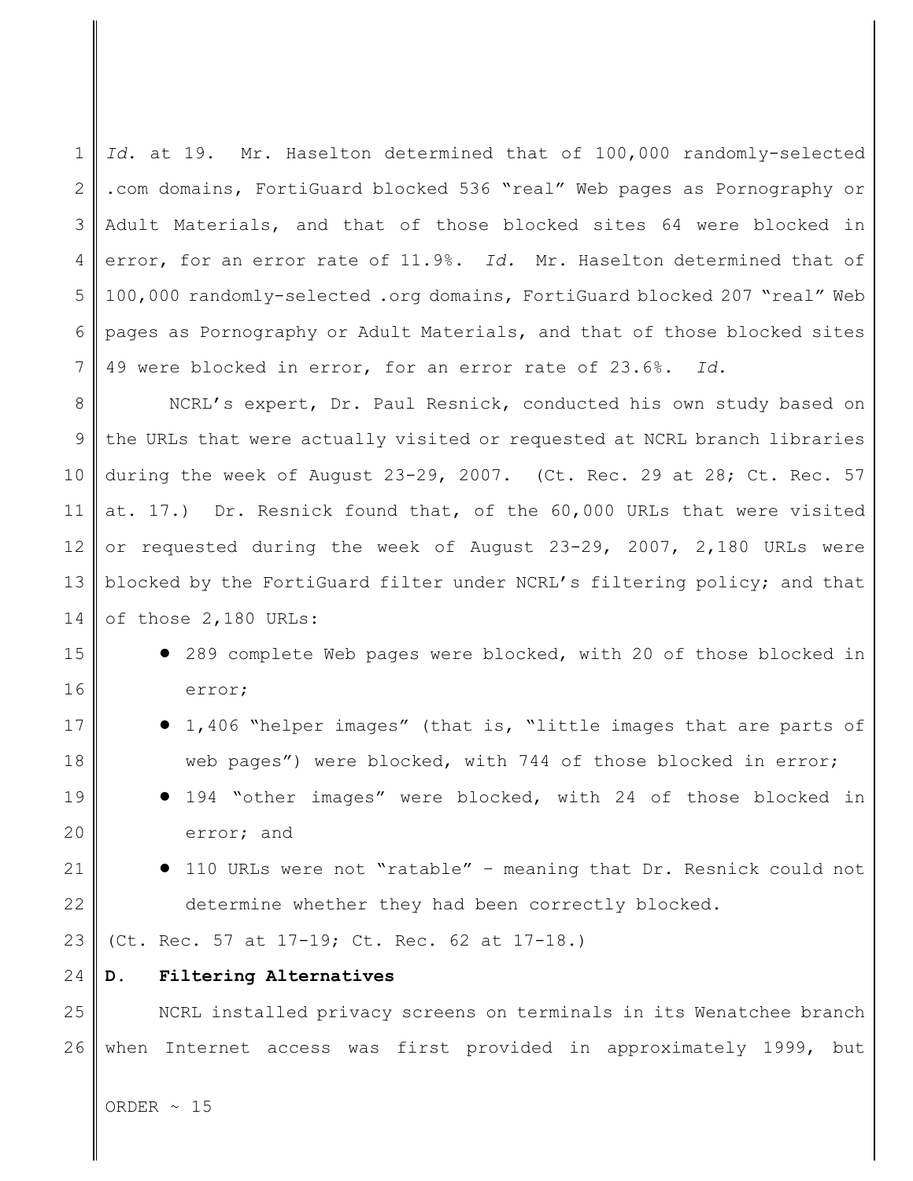*Id.* at 19. Mr. Haselton determined that of 100,000 randomly-selected .com domains, FortiGuard blocked 536 "real" Web pages as Pornography or Adult Materials, and that of those blocked sites 64 were blocked in error, for an error rate of 11.9%. *Id.* Mr. Haselton determined that of 100,000 randomly-selected .org domains, FortiGuard blocked 207 "real" Web pages as Pornography or Adult Materials, and that of those blocked sites 49 were blocked in error, for an error rate of 23.6%. *Id.*

NCRL's expert, Dr. Paul Resnick, conducted his own study based on the URLs that were actually visited or requested at NCRL branch libraries during the week of August 23-29, 2007. (Ct. Rec. 29 at 28; Ct. Rec. 57 at. 17.) Dr. Resnick found that, of the 60,000 URLs that were visited or requested during the week of August 23-29, 2007, 2,180 URLs were blocked by the FortiGuard filter under NCRL's filtering policy; and that of those 2,180 URLs:

- 289 complete Web pages were blocked, with 20 of those blocked in error;
- 1,406 "helper images" (that is, "little images that are parts of web pages") were blocked, with 744 of those blocked in error;
- 194 "other images" were blocked, with 24 of those blocked in error; and
- 110 URLs were not "ratable" – meaning that Dr. Resnick could not determine whether they had been correctly blocked.

(Ct. Rec. 57 at 17-19; Ct. Rec. 62 at 17-18.)

### D. Filtering Alternatives

NCRL installed privacy screens on terminals in its Wenatchee branch when Internet access was first provided in approximately 1999, but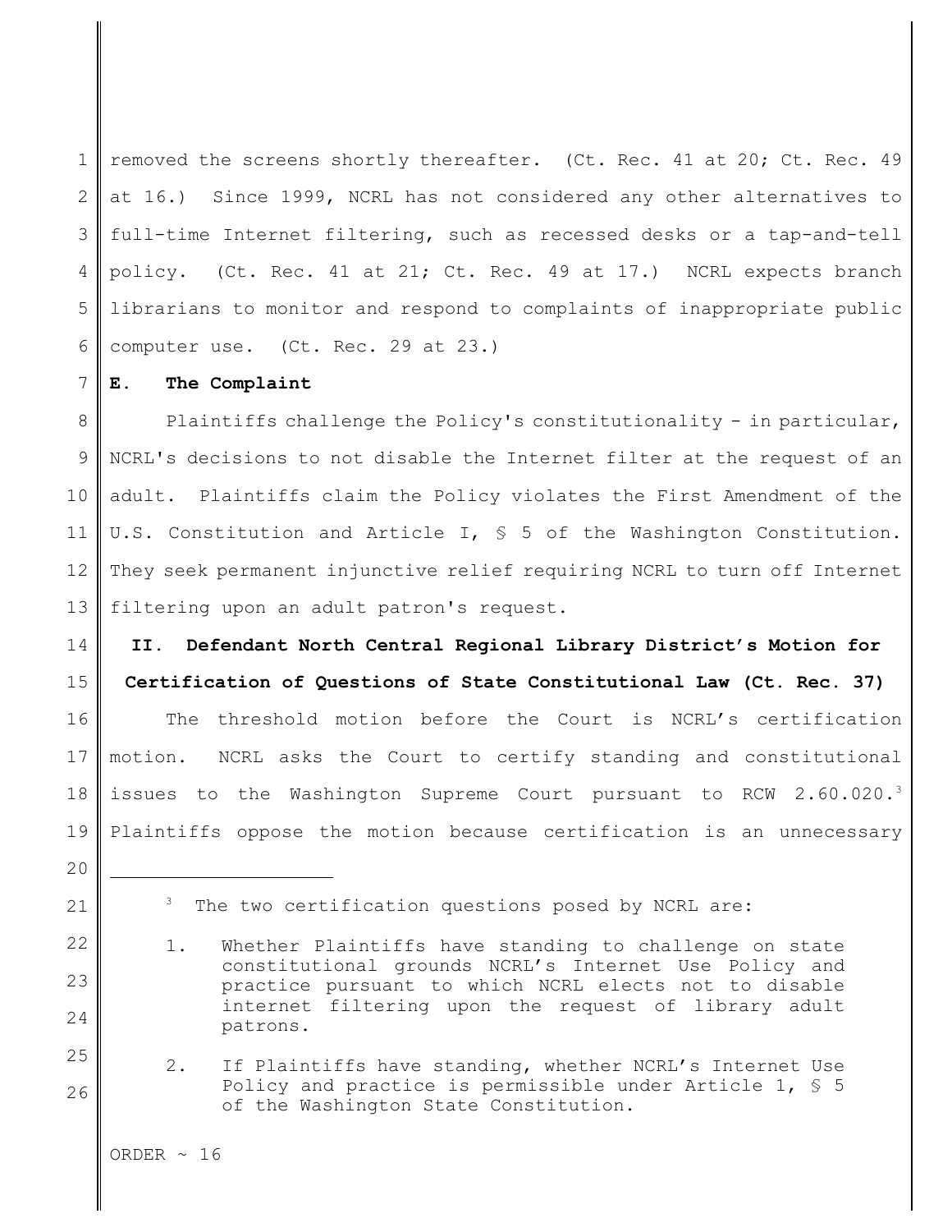removed the screens shortly thereafter. (Ct. Rec. 41 at 20; Ct. Rec. 49 at 16.) Since 1999, NCRL has not considered any other alternatives to full-time Internet filtering, such as recessed desks or a tap-and-tell policy. (Ct. Rec. 41 at 21; Ct. Rec. 49 at 17.) NCRL expects branch librarians to monitor and respond to complaints of inappropriate public computer use. (Ct. Rec. 29 at 23.)

**E. The Complaint**

Plaintiffs challenge the Policy's constitutionality - in particular, NCRL's decisions to not disable the Internet filter at the request of an adult. Plaintiffs claim the Policy violates the First Amendment of the U.S. Constitution and Article I, § 5 of the Washington Constitution. They seek permanent injunctive relief requiring NCRL to turn off Internet filtering upon an adult patron's request.

## II. Defendant North Central Regional Library District's Motion for Certification of Questions of State Constitutional Law (Ct. Rec. 37)

The threshold motion before the Court is NCRL's certification motion. NCRL asks the Court to certify standing and constitutional issues to the Washington Supreme Court pursuant to RCW 2.60.020.[3] Plaintiffs oppose the motion because certification is an unnecessary

---

[3] The two certification questions posed by NCRL are:

1. Whether Plaintiffs have standing to challenge on state constitutional grounds NCRL's Internet Use Policy and practice pursuant to which NCRL elects not to disable internet filtering upon the request of library adult patrons.

2. If Plaintiffs have standing, whether NCRL's Internet Use Policy and practice is permissible under Article 1, § 5 of the Washington State Constitution.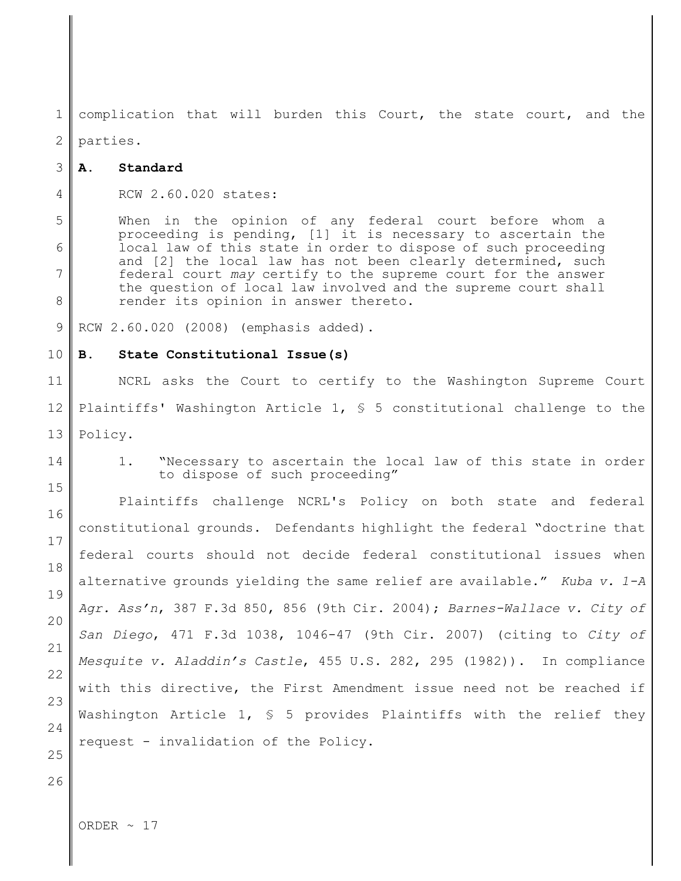complication that will burden this Court, the state court, and the parties.

### A. Standard

RCW 2.60.020 states:

> When in the opinion of any federal court before whom a proceeding is pending, [1] it is necessary to ascertain the local law of this state in order to dispose of such proceeding and [2] the local law has not been clearly determined, such federal court *may* certify to the supreme court for the answer the question of local law involved and the supreme court shall render its opinion in answer thereto.

RCW 2.60.020 (2008) (emphasis added).

### B. State Constitutional Issue(s)

NCRL asks the Court to certify to the Washington Supreme Court Plaintiffs' Washington Article 1, § 5 constitutional challenge to the Policy.

1. "Necessary to ascertain the local law of this state in order to dispose of such proceeding"

Plaintiffs challenge NCRL's Policy on both state and federal constitutional grounds. Defendants highlight the federal "doctrine that federal courts should not decide federal constitutional issues when alternative grounds yielding the same relief are available." *Kuba v. 1-A Agr. Ass'n*, 387 F.3d 850, 856 (9th Cir. 2004); *Barnes-Wallace v. City of San Diego*, 471 F.3d 1038, 1046-47 (9th Cir. 2007) (citing to *City of Mesquite v. Aladdin's Castle*, 455 U.S. 282, 295 (1982)). In compliance with this directive, the First Amendment issue need not be reached if Washington Article 1, § 5 provides Plaintiffs with the relief they request - invalidation of the Policy.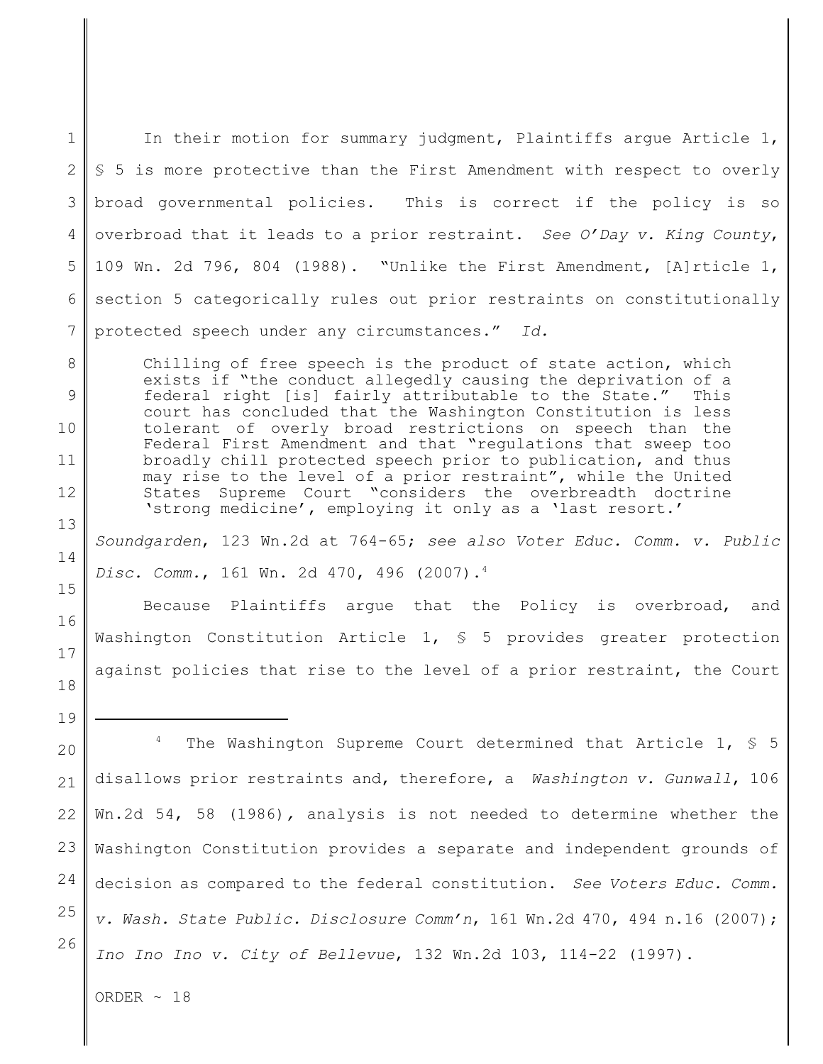In their motion for summary judgment, Plaintiffs argue Article 1, § 5 is more protective than the First Amendment with respect to overly broad governmental policies. This is correct if the policy is so overbroad that it leads to a prior restraint. *See O'Day v. King County*, 109 Wn. 2d 796, 804 (1988). "Unlike the First Amendment, [A]rticle 1, section 5 categorically rules out prior restraints on constitutionally protected speech under any circumstances." *Id.*

> Chilling of free speech is the product of state action, which exists if "the conduct allegedly causing the deprivation of a federal right [is] fairly attributable to the State." This court has concluded that the Washington Constitution is less tolerant of overly broad restrictions on speech than the Federal First Amendment and that "regulations that sweep too broadly chill protected speech prior to publication, and thus may rise to the level of a prior restraint", while the United States Supreme Court "considers the overbreadth doctrine 'strong medicine', employing it only as a 'last resort.'

*Soundgarden*, 123 Wn.2d at 764-65; *see also Voter Educ. Comm. v. Public Disc. Comm.*, 161 Wn. 2d 470, 496 (2007).[4]

Because Plaintiffs argue that the Policy is overbroad, and Washington Constitution Article 1, § 5 provides greater protection against policies that rise to the level of a prior restraint, the Court

---

[4] The Washington Supreme Court determined that Article 1, § 5 disallows prior restraints and, therefore, a *Washington v. Gunwall*, 106 Wn.2d 54, 58 (1986), analysis is not needed to determine whether the Washington Constitution provides a separate and independent grounds of decision as compared to the federal constitution. *See Voters Educ. Comm. v. Wash. State Public. Disclosure Comm'n*, 161 Wn.2d 470, 494 n.16 (2007); *Ino Ino Ino v. City of Bellevue*, 132 Wn.2d 103, 114-22 (1997).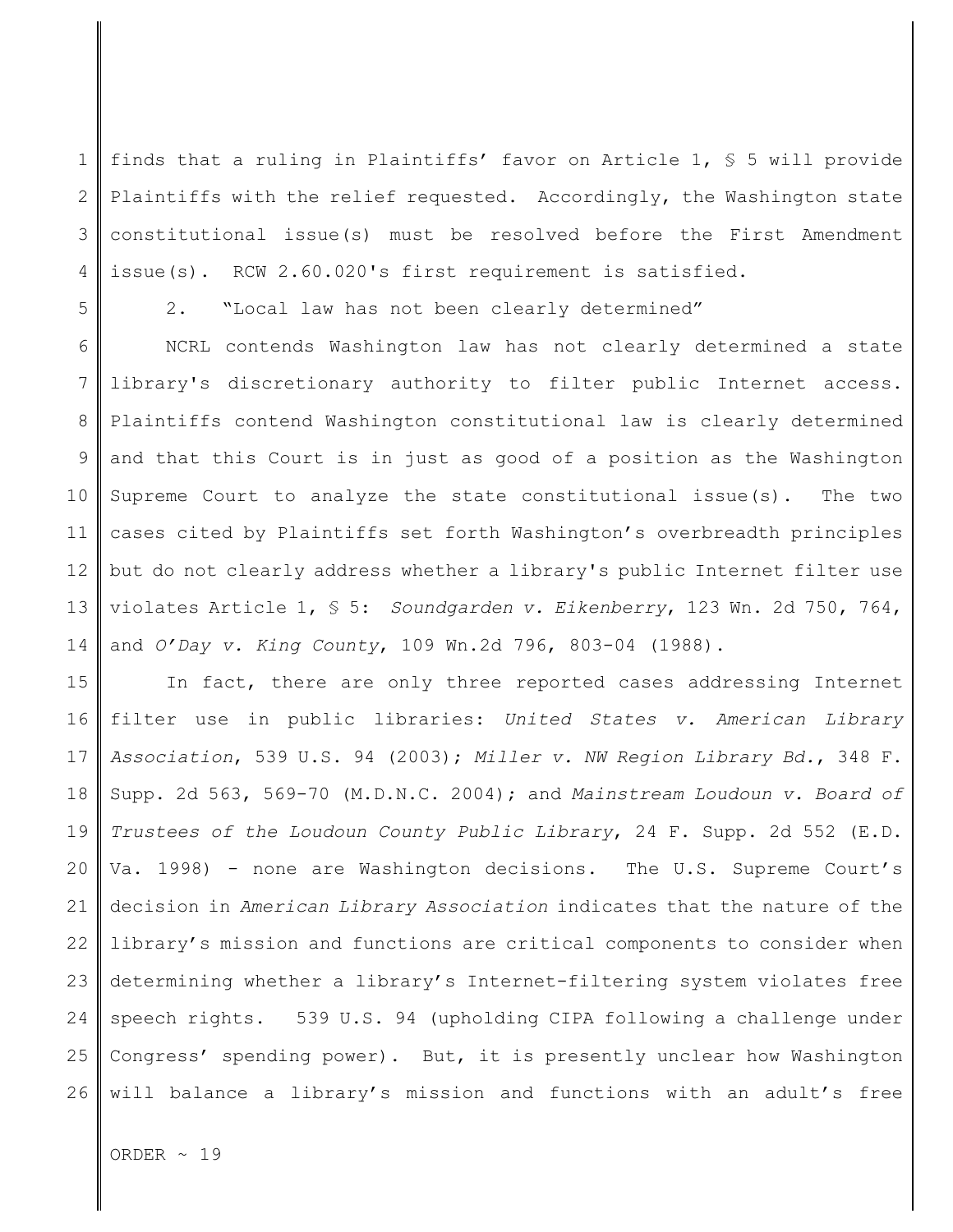finds that a ruling in Plaintiffs' favor on Article 1, § 5 will provide Plaintiffs with the relief requested. Accordingly, the Washington state constitutional issue(s) must be resolved before the First Amendment issue(s). RCW 2.60.020's first requirement is satisfied.

2. "Local law has not been clearly determined"

NCRL contends Washington law has not clearly determined a state library's discretionary authority to filter public Internet access. Plaintiffs contend Washington constitutional law is clearly determined and that this Court is in just as good of a position as the Washington Supreme Court to analyze the state constitutional issue(s). The two cases cited by Plaintiffs set forth Washington's overbreadth principles but do not clearly address whether a library's public Internet filter use violates Article 1, § 5: *Soundgarden v. Eikenberry*, 123 Wn. 2d 750, 764, and *O'Day v. King County*, 109 Wn.2d 796, 803-04 (1988).

In fact, there are only three reported cases addressing Internet filter use in public libraries: *United States v. American Library Association*, 539 U.S. 94 (2003); *Miller v. NW Region Library Bd.*, 348 F. Supp. 2d 563, 569-70 (M.D.N.C. 2004); and *Mainstream Loudoun v. Board of Trustees of the Loudoun County Public Library*, 24 F. Supp. 2d 552 (E.D. Va. 1998) - none are Washington decisions. The U.S. Supreme Court's decision in *American Library Association* indicates that the nature of the library's mission and functions are critical components to consider when determining whether a library's Internet-filtering system violates free speech rights. 539 U.S. 94 (upholding CIPA following a challenge under Congress' spending power). But, it is presently unclear how Washington will balance a library's mission and functions with an adult's free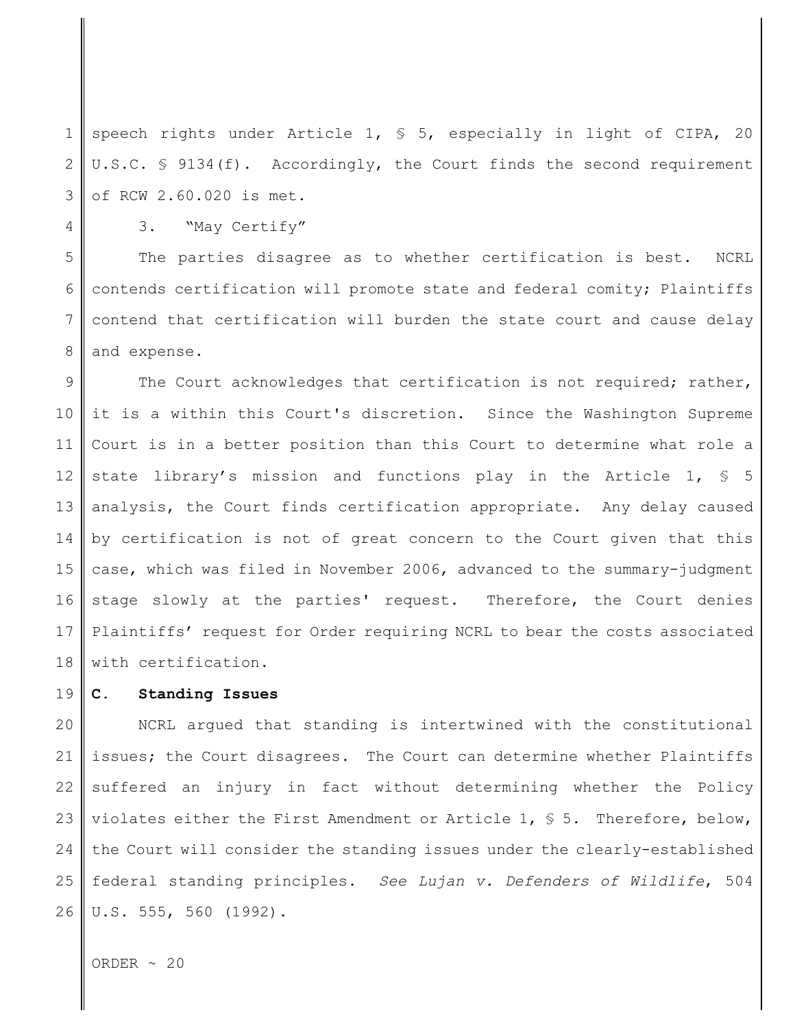speech rights under Article 1, § 5, especially in light of CIPA, 20 U.S.C. § 9134(f). Accordingly, the Court finds the second requirement of RCW 2.60.020 is met.

3. "May Certify"

The parties disagree as to whether certification is best. NCRL contends certification will promote state and federal comity; Plaintiffs contend that certification will burden the state court and cause delay and expense.

The Court acknowledges that certification is not required; rather, it is a within this Court's discretion. Since the Washington Supreme Court is in a better position than this Court to determine what role a state library's mission and functions play in the Article 1, § 5 analysis, the Court finds certification appropriate. Any delay caused by certification is not of great concern to the Court given that this case, which was filed in November 2006, advanced to the summary-judgment stage slowly at the parties' request. Therefore, the Court denies Plaintiffs' request for Order requiring NCRL to bear the costs associated with certification.

**C. Standing Issues**

NCRL argued that standing is intertwined with the constitutional issues; the Court disagrees. The Court can determine whether Plaintiffs suffered an injury in fact without determining whether the Policy violates either the First Amendment or Article 1, § 5. Therefore, below, the Court will consider the standing issues under the clearly-established federal standing principles. *See Lujan v. Defenders of Wildlife*, 504 U.S. 555, 560 (1992).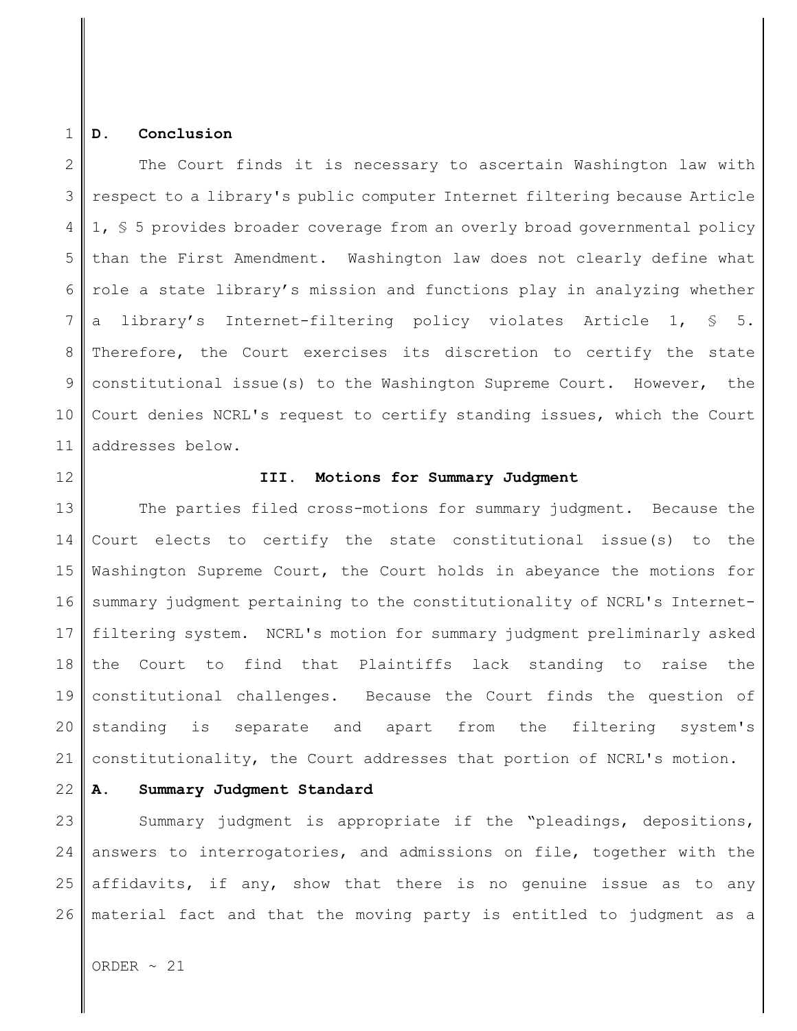### D. Conclusion

The Court finds it is necessary to ascertain Washington law with respect to a library's public computer Internet filtering because Article 1, § 5 provides broader coverage from an overly broad governmental policy than the First Amendment. Washington law does not clearly define what role a state library's mission and functions play in analyzing whether a library's Internet-filtering policy violates Article 1, § 5. Therefore, the Court exercises its discretion to certify the state constitutional issue(s) to the Washington Supreme Court. However, the Court denies NCRL's request to certify standing issues, which the Court addresses below.

## III. Motions for Summary Judgment

The parties filed cross-motions for summary judgment. Because the Court elects to certify the state constitutional issue(s) to the Washington Supreme Court, the Court holds in abeyance the motions for summary judgment pertaining to the constitutionality of NCRL's Internet-filtering system. NCRL's motion for summary judgment preliminarily asked the Court to find that Plaintiffs lack standing to raise the constitutional challenges. Because the Court finds the question of standing is separate and apart from the filtering system's constitutionality, the Court addresses that portion of NCRL's motion.

### A. Summary Judgment Standard

Summary judgment is appropriate if the "pleadings, depositions, answers to interrogatories, and admissions on file, together with the affidavits, if any, show that there is no genuine issue as to any material fact and that the moving party is entitled to judgment as a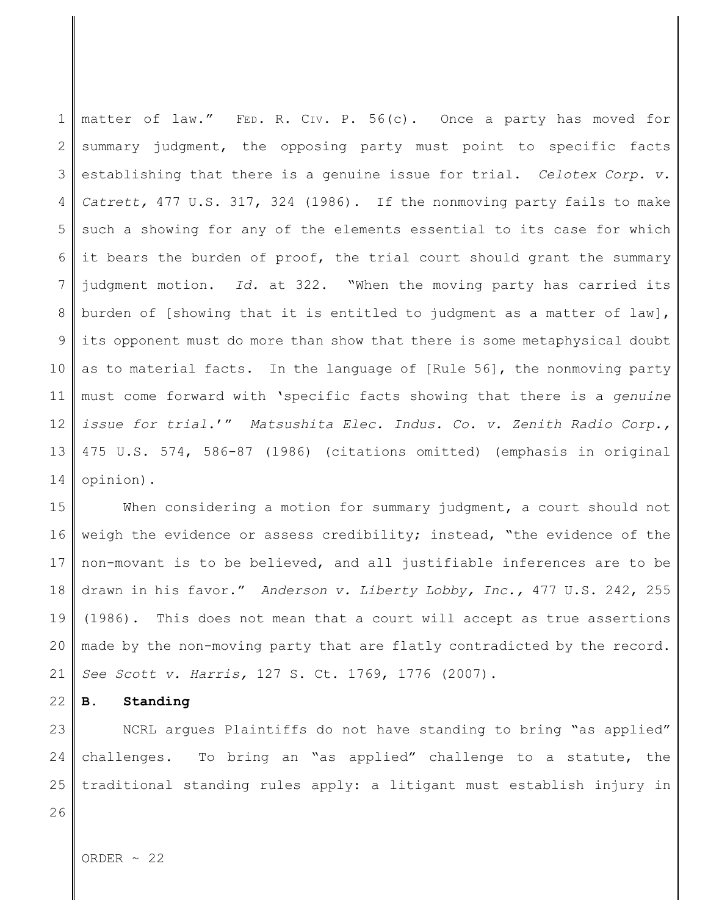matter of law." FED. R. CIV. P. 56(c). Once a party has moved for summary judgment, the opposing party must point to specific facts establishing that there is a genuine issue for trial. *Celotex Corp. v. Catrett*, 477 U.S. 317, 324 (1986). If the nonmoving party fails to make such a showing for any of the elements essential to its case for which it bears the burden of proof, the trial court should grant the summary judgment motion. *Id.* at 322. "When the moving party has carried its burden of [showing that it is entitled to judgment as a matter of law], its opponent must do more than show that there is some metaphysical doubt as to material facts. In the language of [Rule 56], the nonmoving party must come forward with 'specific facts showing that there is a *genuine issue for trial*.'" *Matsushita Elec. Indus. Co. v. Zenith Radio Corp.*, 475 U.S. 574, 586-87 (1986) (citations omitted) (emphasis in original opinion).

When considering a motion for summary judgment, a court should not weigh the evidence or assess credibility; instead, "the evidence of the non-movant is to be believed, and all justifiable inferences are to be drawn in his favor." *Anderson v. Liberty Lobby, Inc.*, 477 U.S. 242, 255 (1986). This does not mean that a court will accept as true assertions made by the non-moving party that are flatly contradicted by the record. *See Scott v. Harris*, 127 S. Ct. 1769, 1776 (2007).

**B. Standing**

NCRL argues Plaintiffs do not have standing to bring "as applied" challenges. To bring an "as applied" challenge to a statute, the traditional standing rules apply: a litigant must establish injury in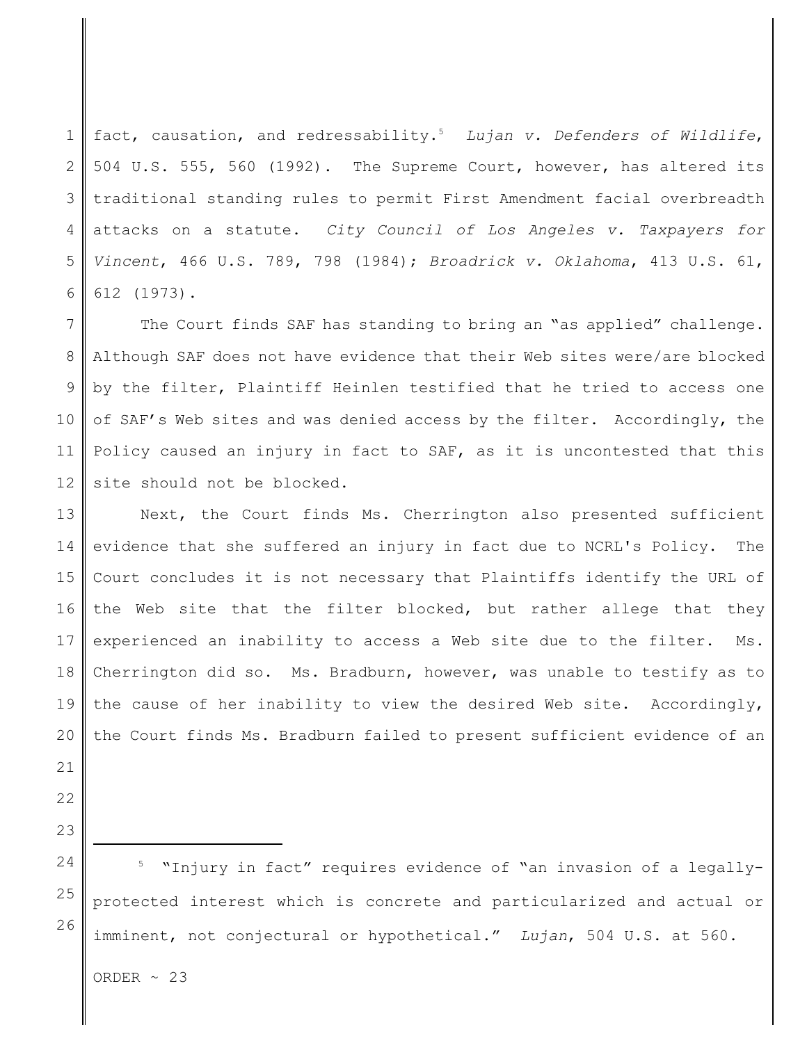fact, causation, and redressability.[5] *Lujan v. Defenders of Wildlife*, 504 U.S. 555, 560 (1992). The Supreme Court, however, has altered its traditional standing rules to permit First Amendment facial overbreadth attacks on a statute. *City Council of Los Angeles v. Taxpayers for Vincent*, 466 U.S. 789, 798 (1984); *Broadrick v. Oklahoma*, 413 U.S. 61, 612 (1973).

The Court finds SAF has standing to bring an "as applied" challenge. Although SAF does not have evidence that their Web sites were/are blocked by the filter, Plaintiff Heinlen testified that he tried to access one of SAF's Web sites and was denied access by the filter. Accordingly, the Policy caused an injury in fact to SAF, as it is uncontested that this site should not be blocked.

Next, the Court finds Ms. Cherrington also presented sufficient evidence that she suffered an injury in fact due to NCRL's Policy. The Court concludes it is not necessary that Plaintiffs identify the URL of the Web site that the filter blocked, but rather allege that they experienced an inability to access a Web site due to the filter. Ms. Cherrington did so. Ms. Bradburn, however, was unable to testify as to the cause of her inability to view the desired Web site. Accordingly, the Court finds Ms. Bradburn failed to present sufficient evidence of an

---

[5] "Injury in fact" requires evidence of "an invasion of a legally-protected interest which is concrete and particularized and actual or imminent, not conjectural or hypothetical." *Lujan*, 504 U.S. at 560.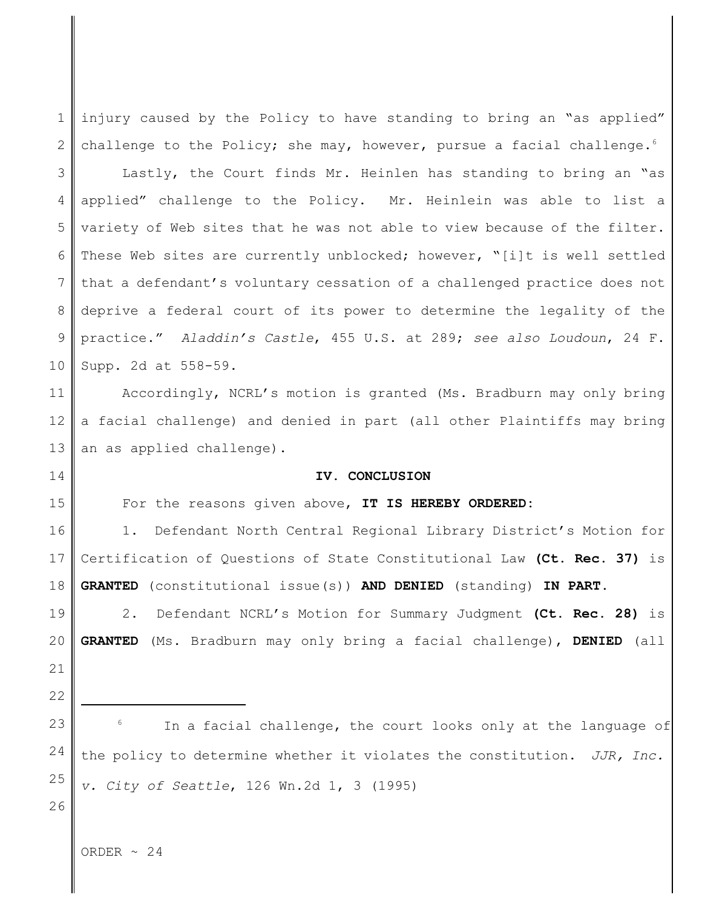injury caused by the Policy to have standing to bring an "as applied" challenge to the Policy; she may, however, pursue a facial challenge.[6]

Lastly, the Court finds Mr. Heinlen has standing to bring an "as applied" challenge to the Policy. Mr. Heinlein was able to list a variety of Web sites that he was not able to view because of the filter. These Web sites are currently unblocked; however, "[i]t is well settled that a defendant's voluntary cessation of a challenged practice does not deprive a federal court of its power to determine the legality of the practice." *Aladdin's Castle*, 455 U.S. at 289; *see also Loudoun*, 24 F. Supp. 2d at 558-59.

Accordingly, NCRL's motion is granted (Ms. Bradburn may only bring a facial challenge) and denied in part (all other Plaintiffs may bring an as applied challenge).

## IV. CONCLUSION

For the reasons given above, **IT IS HEREBY ORDERED:**

1. Defendant North Central Regional Library District's Motion for Certification of Questions of State Constitutional Law **(Ct. Rec. 37)** is **GRANTED** (constitutional issue(s)) **AND DENIED** (standing) **IN PART.**

2. Defendant NCRL's Motion for Summary Judgment **(Ct. Rec. 28)** is **GRANTED** (Ms. Bradburn may only bring a facial challenge), **DENIED** (all

---

[6] In a facial challenge, the court looks only at the language of the policy to determine whether it violates the constitution. *JJR, Inc. v. City of Seattle*, 126 Wn.2d 1, 3 (1995)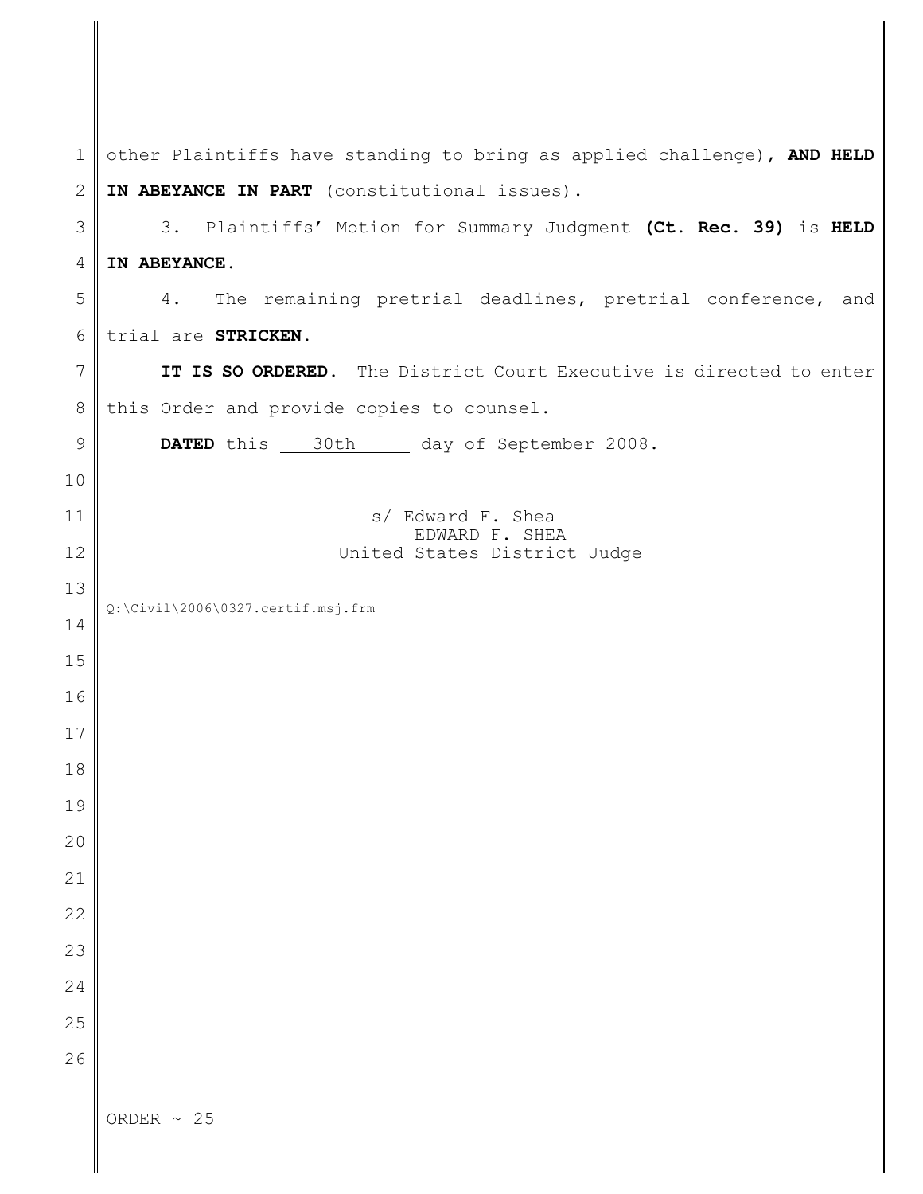other Plaintiffs have standing to bring as applied challenge), **AND HELD IN ABEYANCE IN PART** (constitutional issues).

3. Plaintiffs' Motion for Summary Judgment **(Ct. Rec. 39)** is **HELD IN ABEYANCE.**

4. The remaining pretrial deadlines, pretrial conference, and trial are **STRICKEN.**

**IT IS SO ORDERED.** The District Court Executive is directed to enter this Order and provide copies to counsel.

**DATED** this 30th day of September 2008.

s/ Edward F. Shea
EDWARD F. SHEA
United States District Judge

Q:\Civil\2006\0327.certif.msj.frm